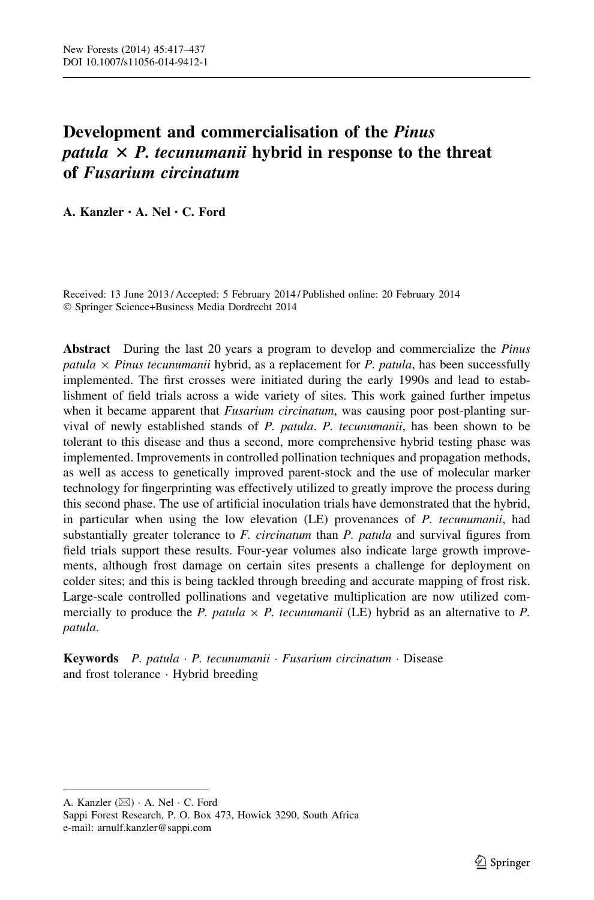# Development and commercialisation of the *Pinus patula* × *P. tecunumanii* hybrid in response to the threat of *Fusarium circinatum*

**A. Kanzler · A. Nel · C. Ford**

Received: 13 June 2013 / Accepted: 5 February 2014 / Published online: 20 February 2014
© Springer Science+Business Media Dordrecht 2014

**Abstract** During the last 20 years a program to develop and commercialize the *Pinus patula* × *Pinus tecunumanii* hybrid, as a replacement for *P. patula*, has been successfully implemented. The first crosses were initiated during the early 1990s and lead to establishment of field trials across a wide variety of sites. This work gained further impetus when it became apparent that *Fusarium circinatum*, was causing poor post-planting survival of newly established stands of *P. patula*. *P. tecunumanii*, has been shown to be tolerant to this disease and thus a second, more comprehensive hybrid testing phase was implemented. Improvements in controlled pollination techniques and propagation methods, as well as access to genetically improved parent-stock and the use of molecular marker technology for fingerprinting was effectively utilized to greatly improve the process during this second phase. The use of artificial inoculation trials have demonstrated that the hybrid, in particular when using the low elevation (LE) provenances of *P. tecunumanii*, had substantially greater tolerance to *F. circinatum* than *P. patula* and survival figures from field trials support these results. Four-year volumes also indicate large growth improvements, although frost damage on certain sites presents a challenge for deployment on colder sites; and this is being tackled through breeding and accurate mapping of frost risk. Large-scale controlled pollinations and vegetative multiplication are now utilized commercially to produce the *P. patula* × *P. tecunumanii* (LE) hybrid as an alternative to *P. patula*.

**Keywords** *P. patula* · *P. tecunumanii* · *Fusarium circinatum* · Disease and frost tolerance · Hybrid breeding

---

A. Kanzler (✉) · A. Nel · C. Ford
Sappi Forest Research, P. O. Box 473, Howick 3290, South Africa
e-mail: arnulf.kanzler@sappi.com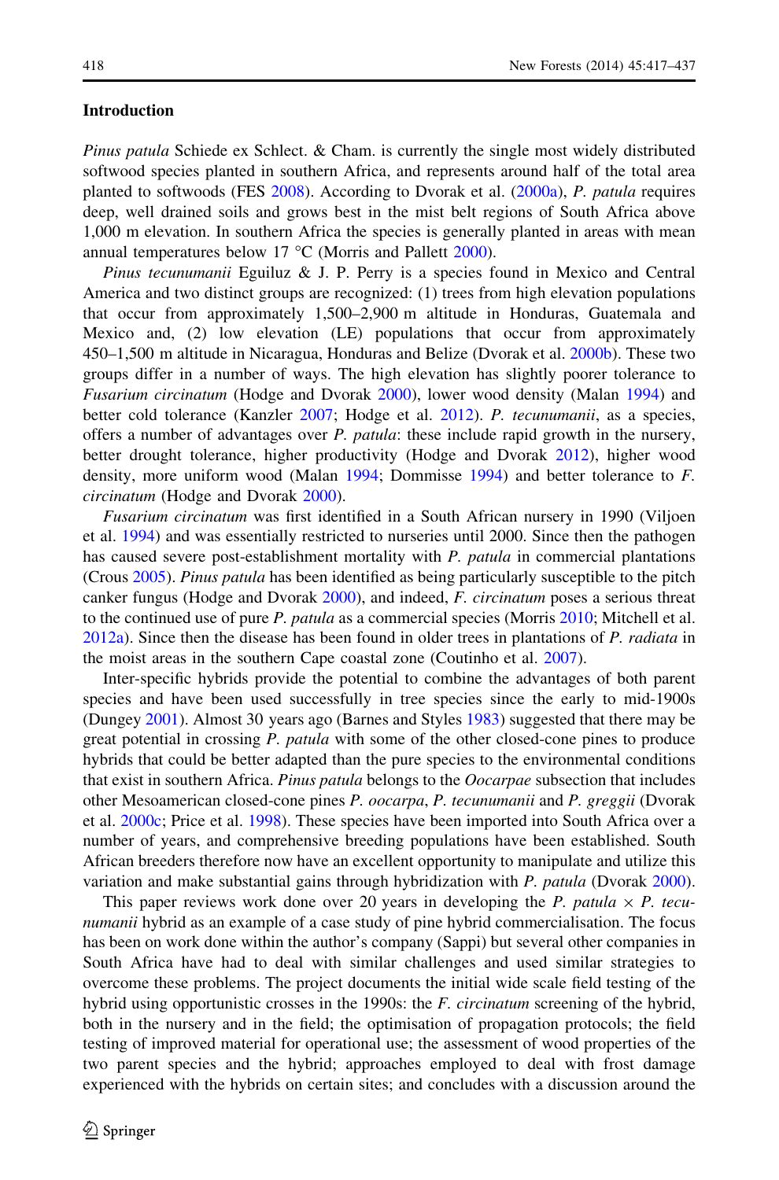## Introduction

*Pinus patula* Schiede ex Schlect. & Cham. is currently the single most widely distributed softwood species planted in southern Africa, and represents around half of the total area planted to softwoods (FES 2008). According to Dvorak et al. (2000a), *P. patula* requires deep, well drained soils and grows best in the mist belt regions of South Africa above 1,000 m elevation. In southern Africa the species is generally planted in areas with mean annual temperatures below 17 °C (Morris and Pallett 2000).

*Pinus tecunumanii* Eguiluz & J. P. Perry is a species found in Mexico and Central America and two distinct groups are recognized: (1) trees from high elevation populations that occur from approximately 1,500–2,900 m altitude in Honduras, Guatemala and Mexico and, (2) low elevation (LE) populations that occur from approximately 450–1,500 m altitude in Nicaragua, Honduras and Belize (Dvorak et al. 2000b). These two groups differ in a number of ways. The high elevation has slightly poorer tolerance to *Fusarium circinatum* (Hodge and Dvorak 2000), lower wood density (Malan 1994) and better cold tolerance (Kanzler 2007; Hodge et al. 2012). *P. tecunumanii*, as a species, offers a number of advantages over *P. patula*: these include rapid growth in the nursery, better drought tolerance, higher productivity (Hodge and Dvorak 2012), higher wood density, more uniform wood (Malan 1994; Dommisse 1994) and better tolerance to *F. circinatum* (Hodge and Dvorak 2000).

*Fusarium circinatum* was first identified in a South African nursery in 1990 (Viljoen et al. 1994) and was essentially restricted to nurseries until 2000. Since then the pathogen has caused severe post-establishment mortality with *P. patula* in commercial plantations (Crous 2005). *Pinus patula* has been identified as being particularly susceptible to the pitch canker fungus (Hodge and Dvorak 2000), and indeed, *F. circinatum* poses a serious threat to the continued use of pure *P. patula* as a commercial species (Morris 2010; Mitchell et al. 2012a). Since then the disease has been found in older trees in plantations of *P. radiata* in the moist areas in the southern Cape coastal zone (Coutinho et al. 2007).

Inter-specific hybrids provide the potential to combine the advantages of both parent species and have been used successfully in tree species since the early to mid-1900s (Dungey 2001). Almost 30 years ago (Barnes and Styles 1983) suggested that there may be great potential in crossing *P. patula* with some of the other closed-cone pines to produce hybrids that could be better adapted than the pure species to the environmental conditions that exist in southern Africa. *Pinus patula* belongs to the *Oocarpae* subsection that includes other Mesoamerican closed-cone pines *P. oocarpa*, *P. tecunumanii* and *P. greggii* (Dvorak et al. 2000c; Price et al. 1998). These species have been imported into South Africa over a number of years, and comprehensive breeding populations have been established. South African breeders therefore now have an excellent opportunity to manipulate and utilize this variation and make substantial gains through hybridization with *P. patula* (Dvorak 2000).

This paper reviews work done over 20 years in developing the *P. patula* × *P. tecunumanii* hybrid as an example of a case study of pine hybrid commercialisation. The focus has been on work done within the author's company (Sappi) but several other companies in South Africa have had to deal with similar challenges and used similar strategies to overcome these problems. The project documents the initial wide scale field testing of the hybrid using opportunistic crosses in the 1990s: the *F. circinatum* screening of the hybrid, both in the nursery and in the field; the optimisation of propagation protocols; the field testing of improved material for operational use; the assessment of wood properties of the two parent species and the hybrid; approaches employed to deal with frost damage experienced with the hybrids on certain sites; and concludes with a discussion around the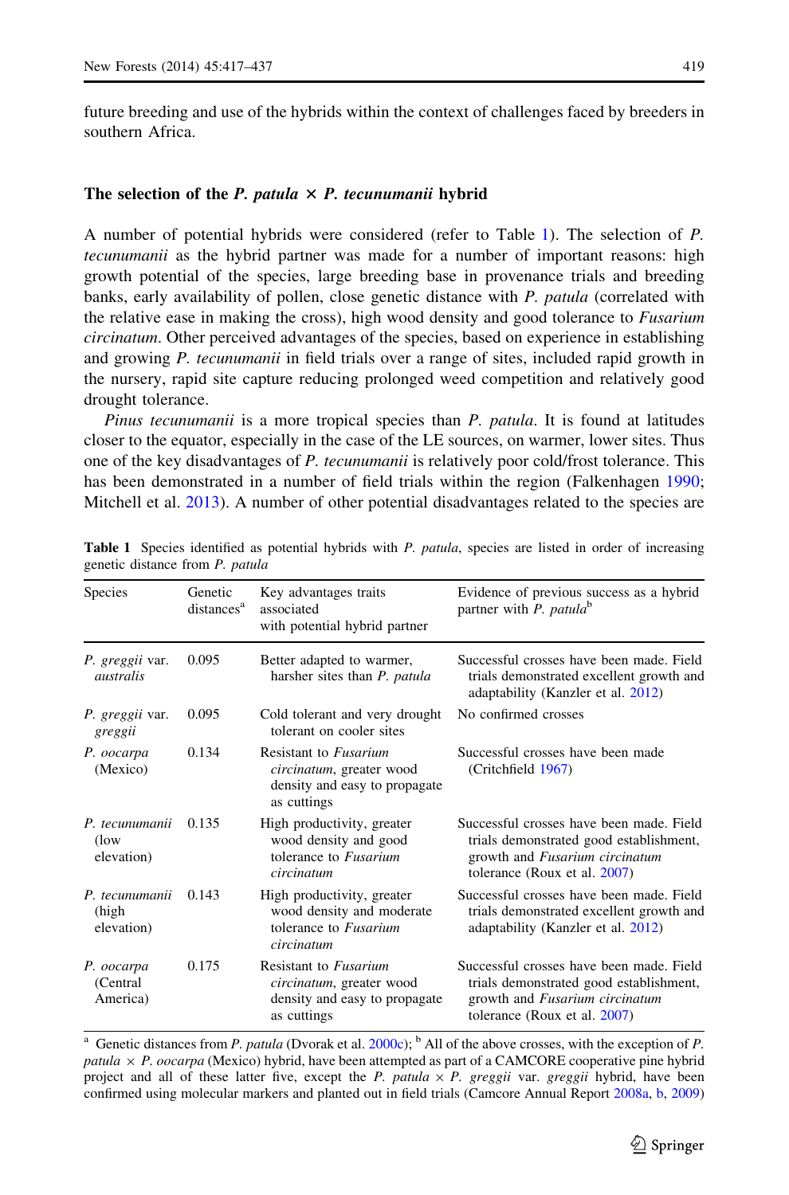future breeding and use of the hybrids within the context of challenges faced by breeders in southern Africa.

## The selection of the *P. patula* × *P. tecunumanii* hybrid

A number of potential hybrids were considered (refer to Table 1). The selection of *P. tecunumanii* as the hybrid partner was made for a number of important reasons: high growth potential of the species, large breeding base in provenance trials and breeding banks, early availability of pollen, close genetic distance with *P. patula* (correlated with the relative ease in making the cross), high wood density and good tolerance to *Fusarium circinatum*. Other perceived advantages of the species, based on experience in establishing and growing *P. tecunumanii* in field trials over a range of sites, included rapid growth in the nursery, rapid site capture reducing prolonged weed competition and relatively good drought tolerance.

*Pinus tecunumanii* is a more tropical species than *P. patula*. It is found at latitudes closer to the equator, especially in the case of the LE sources, on warmer, lower sites. Thus one of the key disadvantages of *P. tecunumanii* is relatively poor cold/frost tolerance. This has been demonstrated in a number of field trials within the region (Falkenhagen 1990; Mitchell et al. 2013). A number of other potential disadvantages related to the species are

**Table 1** Species identified as potential hybrids with *P. patula*, species are listed in order of increasing genetic distance from *P. patula*

| Species | Genetic distances[a] | Key advantages traits associated with potential hybrid partner | Evidence of previous success as a hybrid partner with *P. patula*[b] |
|---|---|---|---|
| *P. greggii* var. *australis* | 0.095 | Better adapted to warmer, harsher sites than *P. patula* | Successful crosses have been made. Field trials demonstrated excellent growth and adaptability (Kanzler et al. 2012) |
| *P. greggii* var. *greggii* | 0.095 | Cold tolerant and very drought tolerant on cooler sites | No confirmed crosses |
| *P. oocarpa* (Mexico) | 0.134 | Resistant to *Fusarium circinatum*, greater wood density and easy to propagate as cuttings | Successful crosses have been made (Critchfield 1967) |
| *P. tecunumanii* (low elevation) | 0.135 | High productivity, greater wood density and good tolerance to *Fusarium circinatum* | Successful crosses have been made. Field trials demonstrated good establishment, growth and *Fusarium circinatum* tolerance (Roux et al. 2007) |
| *P. tecunumanii* (high elevation) | 0.143 | High productivity, greater wood density and moderate tolerance to *Fusarium circinatum* | Successful crosses have been made. Field trials demonstrated excellent growth and adaptability (Kanzler et al. 2012) |
| *P. oocarpa* (Central America) | 0.175 | Resistant to *Fusarium circinatum*, greater wood density and easy to propagate as cuttings | Successful crosses have been made. Field trials demonstrated good establishment, growth and *Fusarium circinatum* tolerance (Roux et al. 2007) |

[a] Genetic distances from *P. patula* (Dvorak et al. 2000c); [b] All of the above crosses, with the exception of *P. patula* × *P. oocarpa* (Mexico) hybrid, have been attempted as part of a CAMCORE cooperative pine hybrid project and all of these latter five, except the *P. patula* × *P. greggii* var. *greggii* hybrid, have been confirmed using molecular markers and planted out in field trials (Camcore Annual Report 2008a, b, 2009)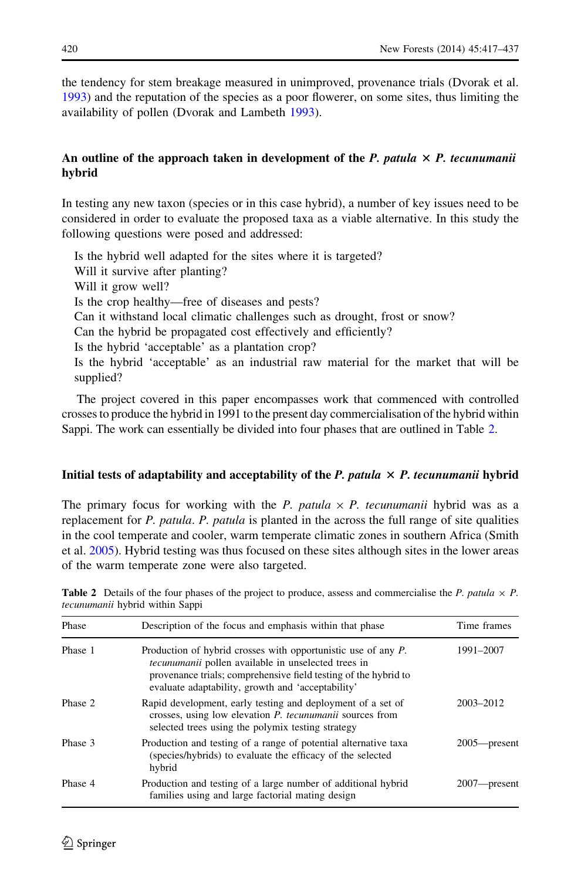the tendency for stem breakage measured in unimproved, provenance trials (Dvorak et al. 1993) and the reputation of the species as a poor flowerer, on some sites, thus limiting the availability of pollen (Dvorak and Lambeth 1993).

## An outline of the approach taken in development of the *P. patula* × *P. tecunumanii* hybrid

In testing any new taxon (species or in this case hybrid), a number of key issues need to be considered in order to evaluate the proposed taxa as a viable alternative. In this study the following questions were posed and addressed:

Is the hybrid well adapted for the sites where it is targeted?
Will it survive after planting?
Will it grow well?
Is the crop healthy—free of diseases and pests?
Can it withstand local climatic challenges such as drought, frost or snow?
Can the hybrid be propagated cost effectively and efficiently?
Is the hybrid 'acceptable' as a plantation crop?
Is the hybrid 'acceptable' as an industrial raw material for the market that will be supplied?

The project covered in this paper encompasses work that commenced with controlled crosses to produce the hybrid in 1991 to the present day commercialisation of the hybrid within Sappi. The work can essentially be divided into four phases that are outlined in Table 2.

## Initial tests of adaptability and acceptability of the *P. patula* × *P. tecunumanii* hybrid

The primary focus for working with the *P. patula* × *P. tecunumanii* hybrid was as a replacement for *P. patula*. *P. patula* is planted in the across the full range of site qualities in the cool temperate and cooler, warm temperate climatic zones in southern Africa (Smith et al. 2005). Hybrid testing was thus focused on these sites although sites in the lower areas of the warm temperate zone were also targeted.

**Table 2** Details of the four phases of the project to produce, assess and commercialise the *P. patula* × *P. tecunumanii* hybrid within Sappi

| Phase | Description of the focus and emphasis within that phase | Time frames |
|---|---|---|
| Phase 1 | Production of hybrid crosses with opportunistic use of any *P. tecunumanii* pollen available in unselected trees in provenance trials; comprehensive field testing of the hybrid to evaluate adaptability, growth and 'acceptability' | 1991–2007 |
| Phase 2 | Rapid development, early testing and deployment of a set of crosses, using low elevation *P. tecunumanii* sources from selected trees using the polymix testing strategy | 2003–2012 |
| Phase 3 | Production and testing of a range of potential alternative taxa (species/hybrids) to evaluate the efficacy of the selected hybrid | 2005—present |
| Phase 4 | Production and testing of a large number of additional hybrid families using and large factorial mating design | 2007—present |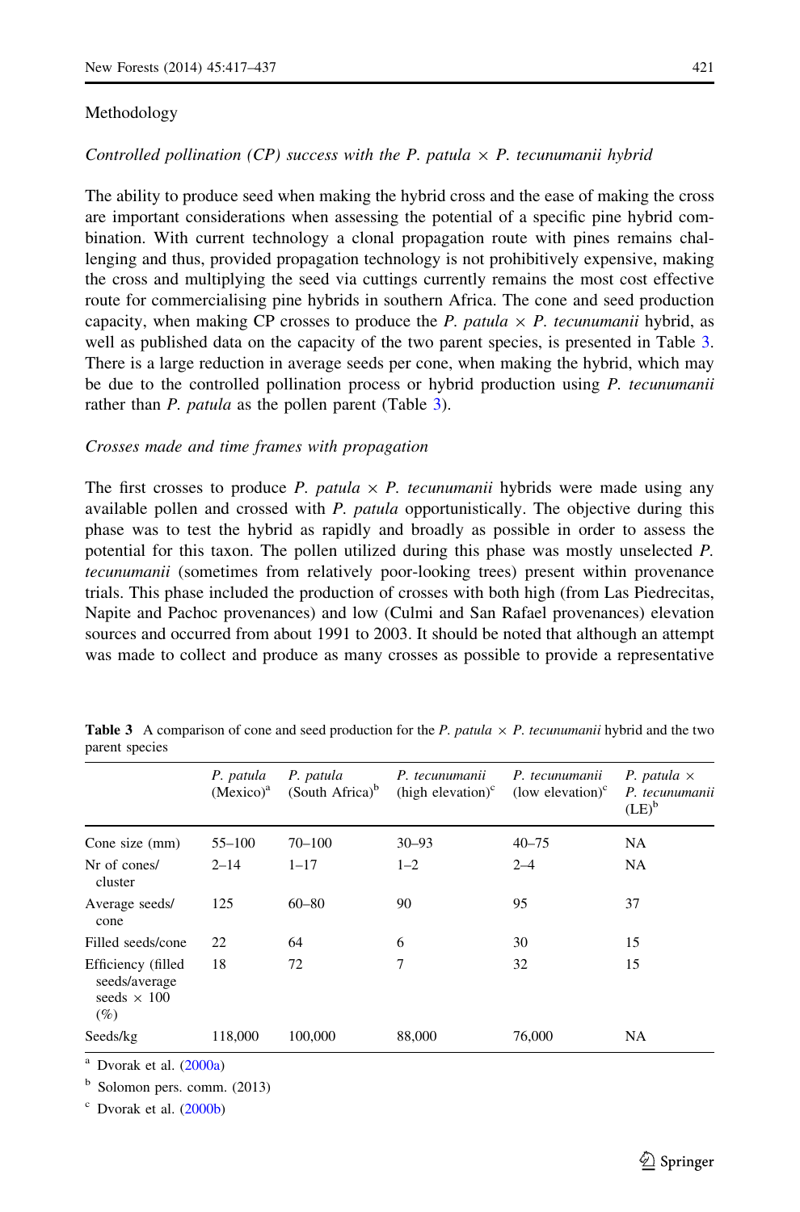## Methodology

### *Controlled pollination (CP) success with the P. patula × P. tecunumanii hybrid*

The ability to produce seed when making the hybrid cross and the ease of making the cross are important considerations when assessing the potential of a specific pine hybrid combination. With current technology a clonal propagation route with pines remains challenging and thus, provided propagation technology is not prohibitively expensive, making the cross and multiplying the seed via cuttings currently remains the most cost effective route for commercialising pine hybrids in southern Africa. The cone and seed production capacity, when making CP crosses to produce the *P. patula* × *P. tecunumanii* hybrid, as well as published data on the capacity of the two parent species, is presented in Table 3. There is a large reduction in average seeds per cone, when making the hybrid, which may be due to the controlled pollination process or hybrid production using *P. tecunumanii* rather than *P. patula* as the pollen parent (Table 3).

### *Crosses made and time frames with propagation*

The first crosses to produce *P. patula* × *P. tecunumanii* hybrids were made using any available pollen and crossed with *P. patula* opportunistically. The objective during this phase was to test the hybrid as rapidly and broadly as possible in order to assess the potential for this taxon. The pollen utilized during this phase was mostly unselected *P. tecunumanii* (sometimes from relatively poor-looking trees) present within provenance trials. This phase included the production of crosses with both high (from Las Piedrecitas, Napite and Pachoc provenances) and low (Culmi and San Rafael provenances) elevation sources and occurred from about 1991 to 2003. It should be noted that although an attempt was made to collect and produce as many crosses as possible to provide a representative

**Table 3** A comparison of cone and seed production for the *P. patula* × *P. tecunumanii* hybrid and the two parent species

| | *P. patula* (Mexico)[a] | *P. patula* (South Africa)[b] | *P. tecunumanii* (high elevation)[c] | *P. tecunumanii* (low elevation)[c] | *P. patula* × *P. tecunumanii* (LE)[b] |
|---|---|---|---|---|---|
| Cone size (mm) | 55–100 | 70–100 | 30–93 | 40–75 | NA |
| Nr of cones/cluster | 2–14 | 1–17 | 1–2 | 2–4 | NA |
| Average seeds/cone | 125 | 60–80 | 90 | 95 | 37 |
| Filled seeds/cone | 22 | 64 | 6 | 30 | 15 |
| Efficiency (filled seeds/average seeds × 100 (%)) | 18 | 72 | 7 | 32 | 15 |
| Seeds/kg | 118,000 | 100,000 | 88,000 | 76,000 | NA |

[a] Dvorak et al. (2000a)

[b] Solomon pers. comm. (2013)

[c] Dvorak et al. (2000b)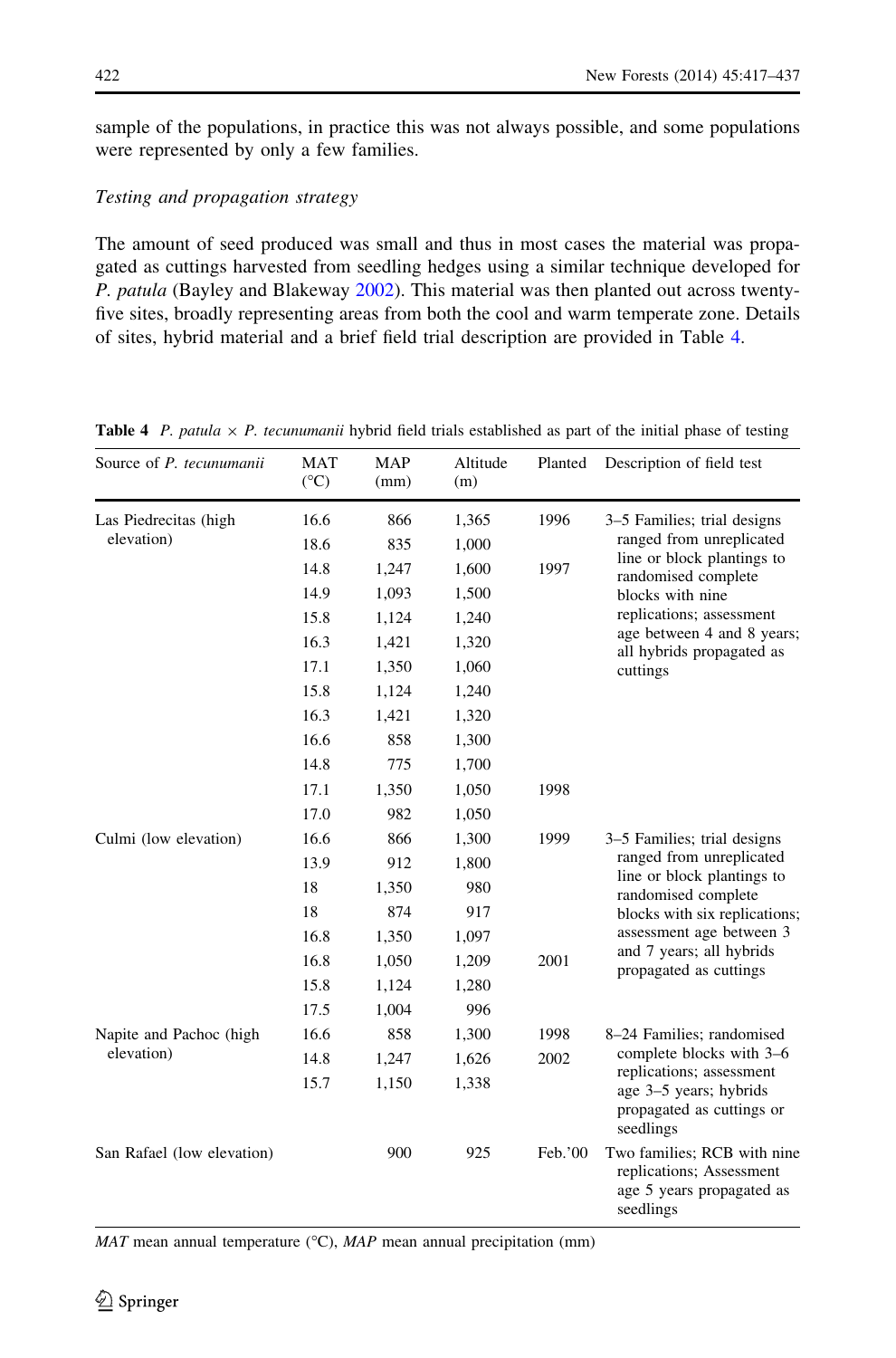sample of the populations, in practice this was not always possible, and some populations were represented by only a few families.

*Testing and propagation strategy*

The amount of seed produced was small and thus in most cases the material was propagated as cuttings harvested from seedling hedges using a similar technique developed for *P. patula* (Bayley and Blakeway 2002). This material was then planted out across twenty-five sites, broadly representing areas from both the cool and warm temperate zone. Details of sites, hybrid material and a brief field trial description are provided in Table 4.

**Table 4** *P. patula* × *P. tecunumanii* hybrid field trials established as part of the initial phase of testing

| Source of *P. tecunumanii* | MAT (°C) | MAP (mm) | Altitude (m) | Planted | Description of field test |
|---|---|---|---|---|---|
| Las Piedrecitas (high elevation) | 16.6 | 866 | 1,365 | 1996 | 3–5 Families; trial designs ranged from unreplicated line or block plantings to randomised complete blocks with nine replications; assessment age between 4 and 8 years; all hybrids propagated as cuttings |
| | 18.6 | 835 | 1,000 | | |
| | 14.8 | 1,247 | 1,600 | 1997 | |
| | 14.9 | 1,093 | 1,500 | | |
| | 15.8 | 1,124 | 1,240 | | |
| | 16.3 | 1,421 | 1,320 | | |
| | 17.1 | 1,350 | 1,060 | | |
| | 15.8 | 1,124 | 1,240 | | |
| | 16.3 | 1,421 | 1,320 | | |
| | 16.6 | 858 | 1,300 | | |
| | 14.8 | 775 | 1,700 | | |
| | 17.1 | 1,350 | 1,050 | 1998 | |
| | 17.0 | 982 | 1,050 | | |
| Culmi (low elevation) | 16.6 | 866 | 1,300 | 1999 | 3–5 Families; trial designs ranged from unreplicated line or block plantings to randomised complete blocks with six replications; assessment age between 3 and 7 years; all hybrids propagated as cuttings |
| | 13.9 | 912 | 1,800 | | |
| | 18 | 1,350 | 980 | | |
| | 18 | 874 | 917 | | |
| | 16.8 | 1,350 | 1,097 | | |
| | 16.8 | 1,050 | 1,209 | 2001 | |
| | 15.8 | 1,124 | 1,280 | | |
| | 17.5 | 1,004 | 996 | | |
| Napite and Pachoc (high elevation) | 16.6 | 858 | 1,300 | 1998 | 8–24 Families; randomised complete blocks with 3–6 replications; assessment age 3–5 years; hybrids propagated as cuttings or seedlings |
| | 14.8 | 1,247 | 1,626 | 2002 | |
| | 15.7 | 1,150 | 1,338 | | |
| San Rafael (low elevation) | | 900 | 925 | Feb.'00 | Two families; RCB with nine replications; Assessment age 5 years propagated as seedlings |

*MAT* mean annual temperature (°C), *MAP* mean annual precipitation (mm)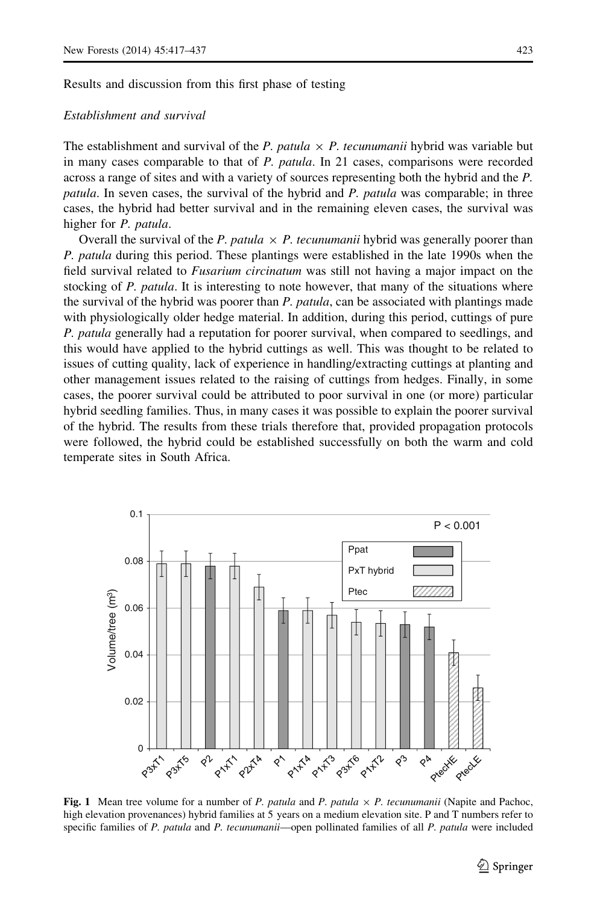Results and discussion from this first phase of testing

*Establishment and survival*

The establishment and survival of the *P. patula* × *P. tecunumanii* hybrid was variable but in many cases comparable to that of *P. patula*. In 21 cases, comparisons were recorded across a range of sites and with a variety of sources representing both the hybrid and the *P. patula*. In seven cases, the survival of the hybrid and *P. patula* was comparable; in three cases, the hybrid had better survival and in the remaining eleven cases, the survival was higher for *P. patula*.

Overall the survival of the *P. patula* × *P. tecunumanii* hybrid was generally poorer than *P. patula* during this period. These plantings were established in the late 1990s when the field survival related to *Fusarium circinatum* was still not having a major impact on the stocking of *P. patula*. It is interesting to note however, that many of the situations where the survival of the hybrid was poorer than *P. patula*, can be associated with plantings made with physiologically older hedge material. In addition, during this period, cuttings of pure *P. patula* generally had a reputation for poorer survival, when compared to seedlings, and this would have applied to the hybrid cuttings as well. This was thought to be related to issues of cutting quality, lack of experience in handling/extracting cuttings at planting and other management issues related to the raising of cuttings from hedges. Finally, in some cases, the poorer survival could be attributed to poor survival in one (or more) particular hybrid seedling families. Thus, in many cases it was possible to explain the poorer survival of the hybrid. The results from these trials therefore that, provided propagation protocols were followed, the hybrid could be established successfully on both the warm and cold temperate sites in South Africa.

**Fig. 1** Mean tree volume for a number of *P. patula* and *P. patula* × *P. tecunumanii* (Napite and Pachoc, high elevation provenances) hybrid families at 5 years on a medium elevation site. P and T numbers refer to specific families of *P. patula* and *P. tecunumanii*—open pollinated families of all *P. patula* were included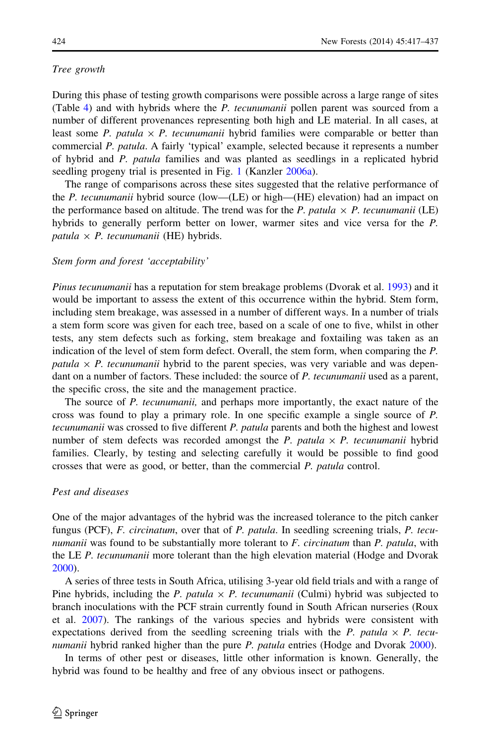*Tree growth*

During this phase of testing growth comparisons were possible across a large range of sites (Table 4) and with hybrids where the *P. tecunumanii* pollen parent was sourced from a number of different provenances representing both high and LE material. In all cases, at least some *P. patula* × *P. tecunumanii* hybrid families were comparable or better than commercial *P. patula*. A fairly 'typical' example, selected because it represents a number of hybrid and *P. patula* families and was planted as seedlings in a replicated hybrid seedling progeny trial is presented in Fig. 1 (Kanzler 2006a).

The range of comparisons across these sites suggested that the relative performance of the *P. tecunumanii* hybrid source (low—(LE) or high—(HE) elevation) had an impact on the performance based on altitude. The trend was for the *P. patula* × *P. tecunumanii* (LE) hybrids to generally perform better on lower, warmer sites and vice versa for the *P. patula* × *P. tecunumanii* (HE) hybrids.

*Stem form and forest 'acceptability'*

*Pinus tecunumanii* has a reputation for stem breakage problems (Dvorak et al. 1993) and it would be important to assess the extent of this occurrence within the hybrid. Stem form, including stem breakage, was assessed in a number of different ways. In a number of trials a stem form score was given for each tree, based on a scale of one to five, whilst in other tests, any stem defects such as forking, stem breakage and foxtailing was taken as an indication of the level of stem form defect. Overall, the stem form, when comparing the *P. patula* × *P. tecunumanii* hybrid to the parent species, was very variable and was dependant on a number of factors. These included: the source of *P. tecunumanii* used as a parent, the specific cross, the site and the management practice.

The source of *P. tecunumanii,* and perhaps more importantly, the exact nature of the cross was found to play a primary role. In one specific example a single source of *P. tecunumanii* was crossed to five different *P. patula* parents and both the highest and lowest number of stem defects was recorded amongst the *P. patula* × *P. tecunumanii* hybrid families. Clearly, by testing and selecting carefully it would be possible to find good crosses that were as good, or better, than the commercial *P. patula* control.

*Pest and diseases*

One of the major advantages of the hybrid was the increased tolerance to the pitch canker fungus (PCF), *F. circinatum*, over that of *P. patula*. In seedling screening trials, *P. tecunumanii* was found to be substantially more tolerant to *F. circinatum* than *P. patula*, with the LE *P. tecunumanii* more tolerant than the high elevation material (Hodge and Dvorak 2000).

A series of three tests in South Africa, utilising 3-year old field trials and with a range of Pine hybrids, including the *P. patula* × *P. tecunumanii* (Culmi) hybrid was subjected to branch inoculations with the PCF strain currently found in South African nurseries (Roux et al. 2007). The rankings of the various species and hybrids were consistent with expectations derived from the seedling screening trials with the *P. patula* × *P. tecunumanii* hybrid ranked higher than the pure *P. patula* entries (Hodge and Dvorak 2000).

In terms of other pest or diseases, little other information is known. Generally, the hybrid was found to be healthy and free of any obvious insect or pathogens.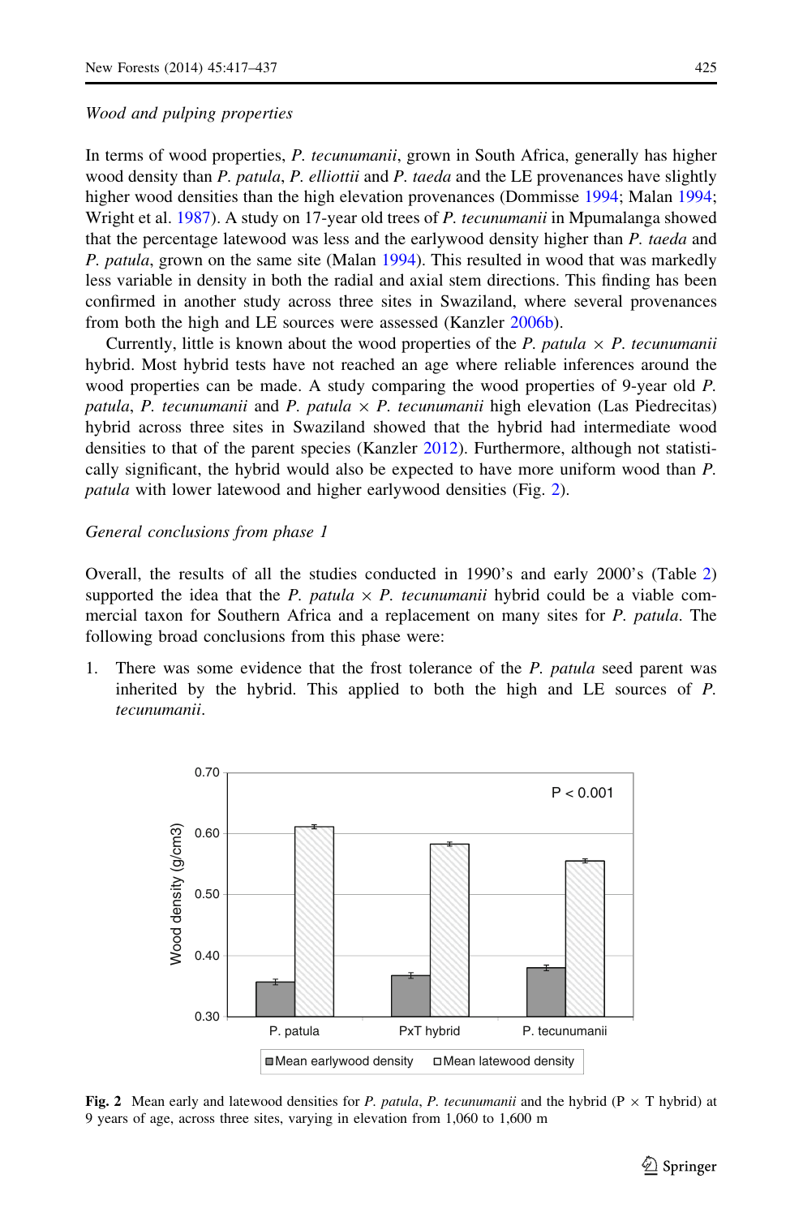*Wood and pulping properties*

In terms of wood properties, *P. tecunumanii*, grown in South Africa, generally has higher wood density than *P. patula*, *P. elliottii* and *P. taeda* and the LE provenances have slightly higher wood densities than the high elevation provenances (Dommisse 1994; Malan 1994; Wright et al. 1987). A study on 17-year old trees of *P. tecunumanii* in Mpumalanga showed that the percentage latewood was less and the earlywood density higher than *P. taeda* and *P. patula*, grown on the same site (Malan 1994). This resulted in wood that was markedly less variable in density in both the radial and axial stem directions. This finding has been confirmed in another study across three sites in Swaziland, where several provenances from both the high and LE sources were assessed (Kanzler 2006b).

Currently, little is known about the wood properties of the *P. patula* × *P. tecunumanii* hybrid. Most hybrid tests have not reached an age where reliable inferences around the wood properties can be made. A study comparing the wood properties of 9-year old *P. patula*, *P. tecunumanii* and *P. patula* × *P. tecunumanii* high elevation (Las Piedrecitas) hybrid across three sites in Swaziland showed that the hybrid had intermediate wood densities to that of the parent species (Kanzler 2012). Furthermore, although not statistically significant, the hybrid would also be expected to have more uniform wood than *P. patula* with lower latewood and higher earlywood densities (Fig. 2).

*General conclusions from phase 1*

Overall, the results of all the studies conducted in 1990's and early 2000's (Table 2) supported the idea that the *P. patula* × *P. tecunumanii* hybrid could be a viable commercial taxon for Southern Africa and a replacement on many sites for *P. patula*. The following broad conclusions from this phase were:

1. There was some evidence that the frost tolerance of the *P. patula* seed parent was inherited by the hybrid. This applied to both the high and LE sources of *P. tecunumanii*.

**Fig. 2** Mean early and latewood densities for *P. patula*, *P. tecunumanii* and the hybrid (P × T hybrid) at 9 years of age, across three sites, varying in elevation from 1,060 to 1,600 m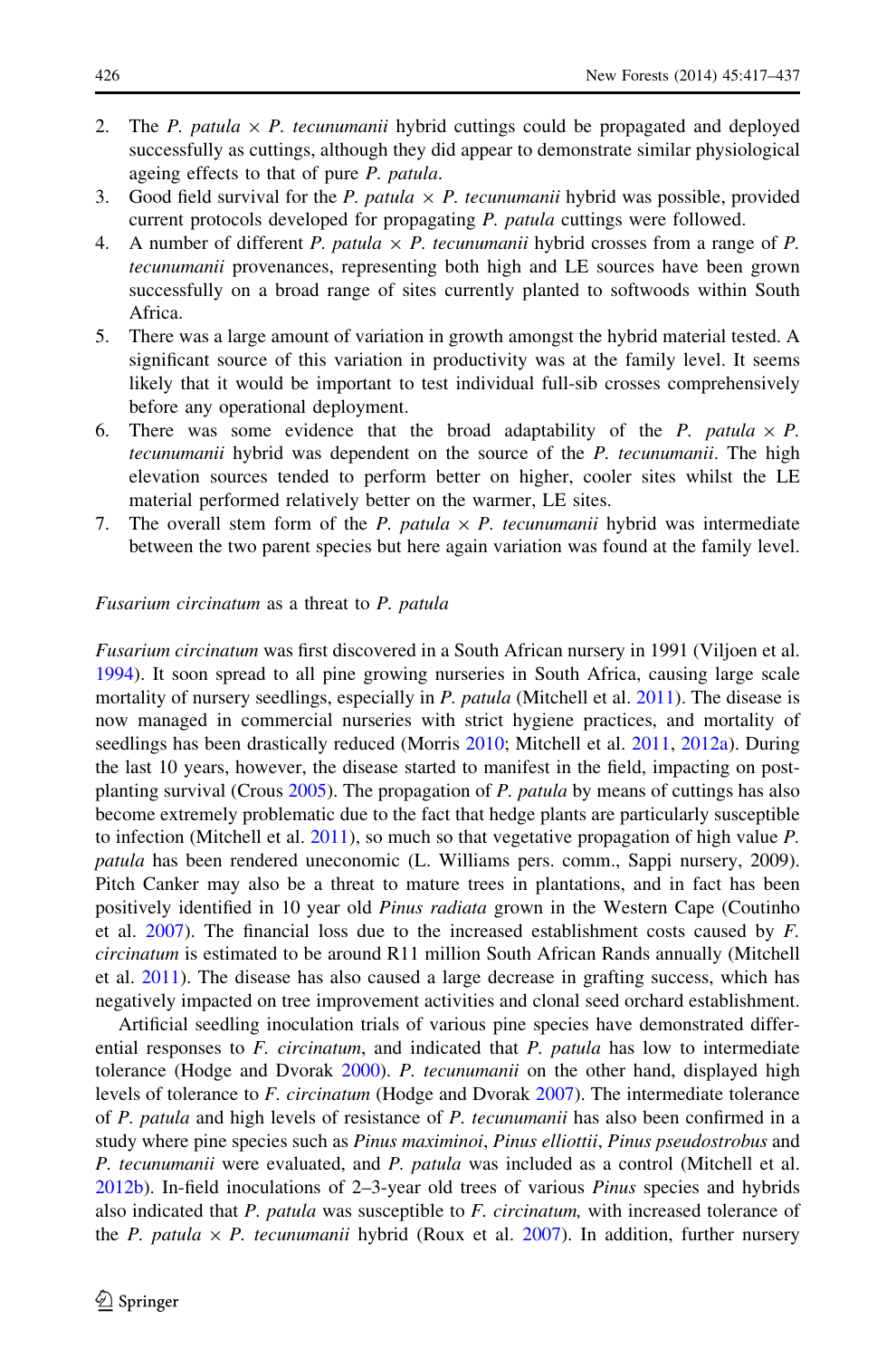2. The *P. patula* × *P. tecunumanii* hybrid cuttings could be propagated and deployed successfully as cuttings, although they did appear to demonstrate similar physiological ageing effects to that of pure *P. patula*.
3. Good field survival for the *P. patula* × *P. tecunumanii* hybrid was possible, provided current protocols developed for propagating *P. patula* cuttings were followed.
4. A number of different *P. patula* × *P. tecunumanii* hybrid crosses from a range of *P. tecunumanii* provenances, representing both high and LE sources have been grown successfully on a broad range of sites currently planted to softwoods within South Africa.
5. There was a large amount of variation in growth amongst the hybrid material tested. A significant source of this variation in productivity was at the family level. It seems likely that it would be important to test individual full-sib crosses comprehensively before any operational deployment.
6. There was some evidence that the broad adaptability of the *P. patula* × *P. tecunumanii* hybrid was dependent on the source of the *P. tecunumanii*. The high elevation sources tended to perform better on higher, cooler sites whilst the LE material performed relatively better on the warmer, LE sites.
7. The overall stem form of the *P. patula* × *P. tecunumanii* hybrid was intermediate between the two parent species but here again variation was found at the family level.

*Fusarium circinatum* as a threat to *P. patula*

*Fusarium circinatum* was first discovered in a South African nursery in 1991 (Viljoen et al. 1994). It soon spread to all pine growing nurseries in South Africa, causing large scale mortality of nursery seedlings, especially in *P. patula* (Mitchell et al. 2011). The disease is now managed in commercial nurseries with strict hygiene practices, and mortality of seedlings has been drastically reduced (Morris 2010; Mitchell et al. 2011, 2012a). During the last 10 years, however, the disease started to manifest in the field, impacting on post-planting survival (Crous 2005). The propagation of *P. patula* by means of cuttings has also become extremely problematic due to the fact that hedge plants are particularly susceptible to infection (Mitchell et al. 2011), so much so that vegetative propagation of high value *P. patula* has been rendered uneconomic (L. Williams pers. comm., Sappi nursery, 2009). Pitch Canker may also be a threat to mature trees in plantations, and in fact has been positively identified in 10 year old *Pinus radiata* grown in the Western Cape (Coutinho et al. 2007). The financial loss due to the increased establishment costs caused by *F. circinatum* is estimated to be around R11 million South African Rands annually (Mitchell et al. 2011). The disease has also caused a large decrease in grafting success, which has negatively impacted on tree improvement activities and clonal seed orchard establishment.

Artificial seedling inoculation trials of various pine species have demonstrated differential responses to *F. circinatum*, and indicated that *P. patula* has low to intermediate tolerance (Hodge and Dvorak 2000). *P. tecunumanii* on the other hand, displayed high levels of tolerance to *F. circinatum* (Hodge and Dvorak 2007). The intermediate tolerance of *P. patula* and high levels of resistance of *P. tecunumanii* has also been confirmed in a study where pine species such as *Pinus maximinoi*, *Pinus elliottii*, *Pinus pseudostrobus* and *P. tecunumanii* were evaluated, and *P. patula* was included as a control (Mitchell et al. 2012b). In-field inoculations of 2–3-year old trees of various *Pinus* species and hybrids also indicated that *P. patula* was susceptible to *F. circinatum,* with increased tolerance of the *P. patula* × *P. tecunumanii* hybrid (Roux et al. 2007). In addition, further nursery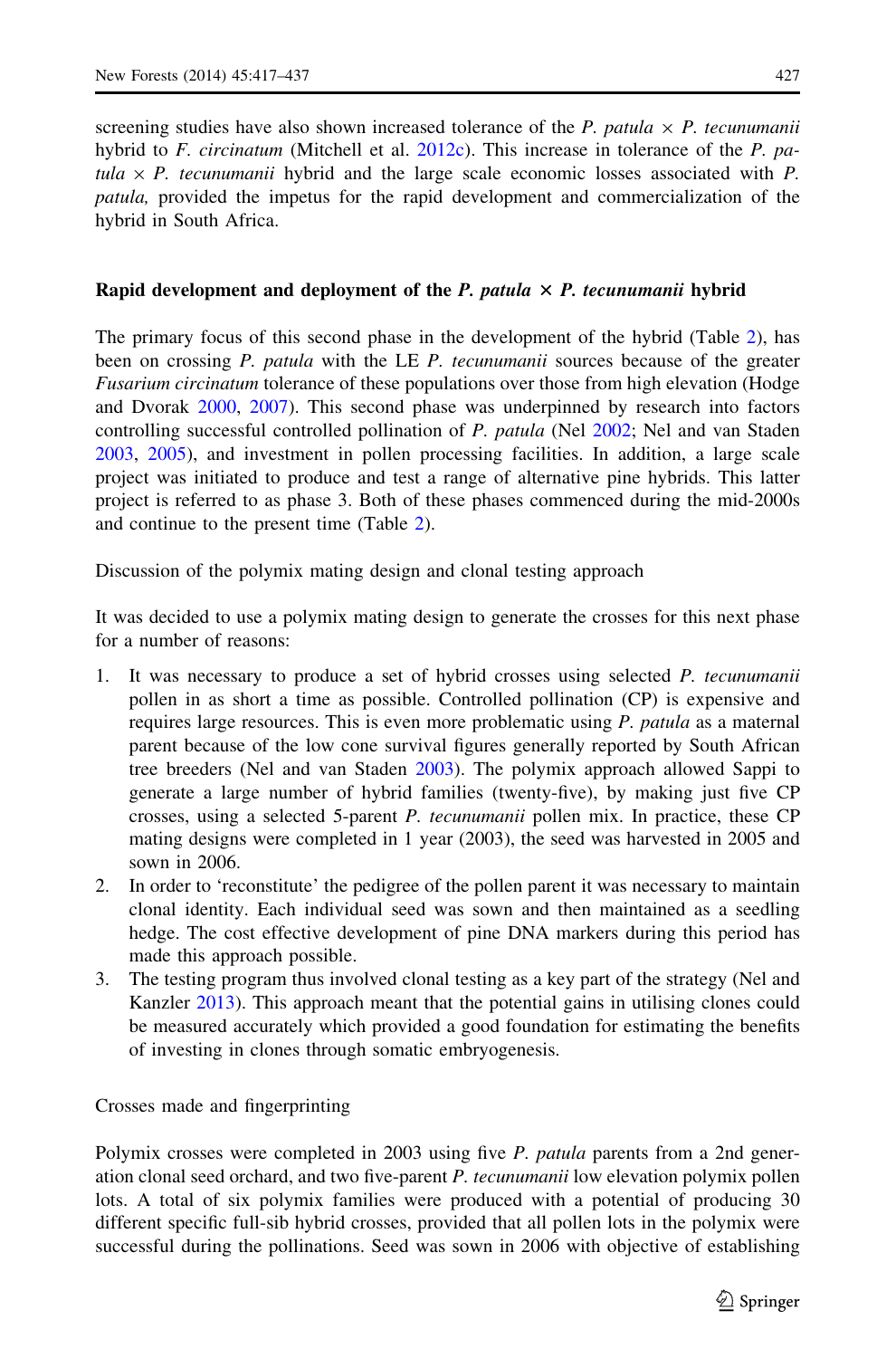screening studies have also shown increased tolerance of the *P. patula* × *P. tecunumanii* hybrid to *F. circinatum* (Mitchell et al. 2012c). This increase in tolerance of the *P. patula* × *P. tecunumanii* hybrid and the large scale economic losses associated with *P. patula,* provided the impetus for the rapid development and commercialization of the hybrid in South Africa.

## Rapid development and deployment of the *P. patula* × *P. tecunumanii* hybrid

The primary focus of this second phase in the development of the hybrid (Table 2), has been on crossing *P. patula* with the LE *P. tecunumanii* sources because of the greater *Fusarium circinatum* tolerance of these populations over those from high elevation (Hodge and Dvorak 2000, 2007). This second phase was underpinned by research into factors controlling successful controlled pollination of *P. patula* (Nel 2002; Nel and van Staden 2003, 2005), and investment in pollen processing facilities. In addition, a large scale project was initiated to produce and test a range of alternative pine hybrids. This latter project is referred to as phase 3. Both of these phases commenced during the mid-2000s and continue to the present time (Table 2).

### Discussion of the polymix mating design and clonal testing approach

It was decided to use a polymix mating design to generate the crosses for this next phase for a number of reasons:

1. It was necessary to produce a set of hybrid crosses using selected *P. tecunumanii* pollen in as short a time as possible. Controlled pollination (CP) is expensive and requires large resources. This is even more problematic using *P. patula* as a maternal parent because of the low cone survival figures generally reported by South African tree breeders (Nel and van Staden 2003). The polymix approach allowed Sappi to generate a large number of hybrid families (twenty-five), by making just five CP crosses, using a selected 5-parent *P. tecunumanii* pollen mix. In practice, these CP mating designs were completed in 1 year (2003), the seed was harvested in 2005 and sown in 2006.
2. In order to 'reconstitute' the pedigree of the pollen parent it was necessary to maintain clonal identity. Each individual seed was sown and then maintained as a seedling hedge. The cost effective development of pine DNA markers during this period has made this approach possible.
3. The testing program thus involved clonal testing as a key part of the strategy (Nel and Kanzler 2013). This approach meant that the potential gains in utilising clones could be measured accurately which provided a good foundation for estimating the benefits of investing in clones through somatic embryogenesis.

### Crosses made and fingerprinting

Polymix crosses were completed in 2003 using five *P. patula* parents from a 2nd generation clonal seed orchard, and two five-parent *P. tecunumanii* low elevation polymix pollen lots. A total of six polymix families were produced with a potential of producing 30 different specific full-sib hybrid crosses, provided that all pollen lots in the polymix were successful during the pollinations. Seed was sown in 2006 with objective of establishing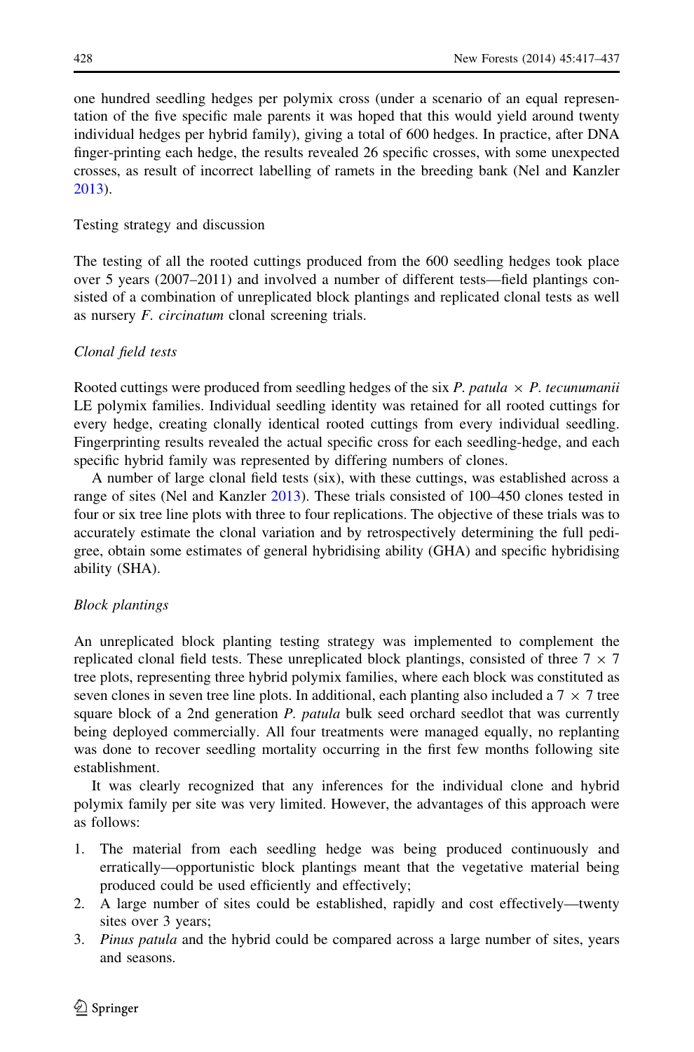one hundred seedling hedges per polymix cross (under a scenario of an equal representation of the five specific male parents it was hoped that this would yield around twenty individual hedges per hybrid family), giving a total of 600 hedges. In practice, after DNA finger-printing each hedge, the results revealed 26 specific crosses, with some unexpected crosses, as result of incorrect labelling of ramets in the breeding bank (Nel and Kanzler 2013).

## Testing strategy and discussion

The testing of all the rooted cuttings produced from the 600 seedling hedges took place over 5 years (2007–2011) and involved a number of different tests—field plantings consisted of a combination of unreplicated block plantings and replicated clonal tests as well as nursery *F. circinatum* clonal screening trials.

### *Clonal field tests*

Rooted cuttings were produced from seedling hedges of the six *P. patula* × *P. tecunumanii* LE polymix families. Individual seedling identity was retained for all rooted cuttings for every hedge, creating clonally identical rooted cuttings from every individual seedling. Fingerprinting results revealed the actual specific cross for each seedling-hedge, and each specific hybrid family was represented by differing numbers of clones.

A number of large clonal field tests (six), with these cuttings, was established across a range of sites (Nel and Kanzler 2013). These trials consisted of 100–450 clones tested in four or six tree line plots with three to four replications. The objective of these trials was to accurately estimate the clonal variation and by retrospectively determining the full pedigree, obtain some estimates of general hybridising ability (GHA) and specific hybridising ability (SHA).

### *Block plantings*

An unreplicated block planting testing strategy was implemented to complement the replicated clonal field tests. These unreplicated block plantings, consisted of three 7 × 7 tree plots, representing three hybrid polymix families, where each block was constituted as seven clones in seven tree line plots. In additional, each planting also included a 7 × 7 tree square block of a 2nd generation *P. patula* bulk seed orchard seedlot that was currently being deployed commercially. All four treatments were managed equally, no replanting was done to recover seedling mortality occurring in the first few months following site establishment.

It was clearly recognized that any inferences for the individual clone and hybrid polymix family per site was very limited. However, the advantages of this approach were as follows:

1. The material from each seedling hedge was being produced continuously and erratically—opportunistic block plantings meant that the vegetative material being produced could be used efficiently and effectively;
2. A large number of sites could be established, rapidly and cost effectively—twenty sites over 3 years;
3. *Pinus patula* and the hybrid could be compared across a large number of sites, years and seasons.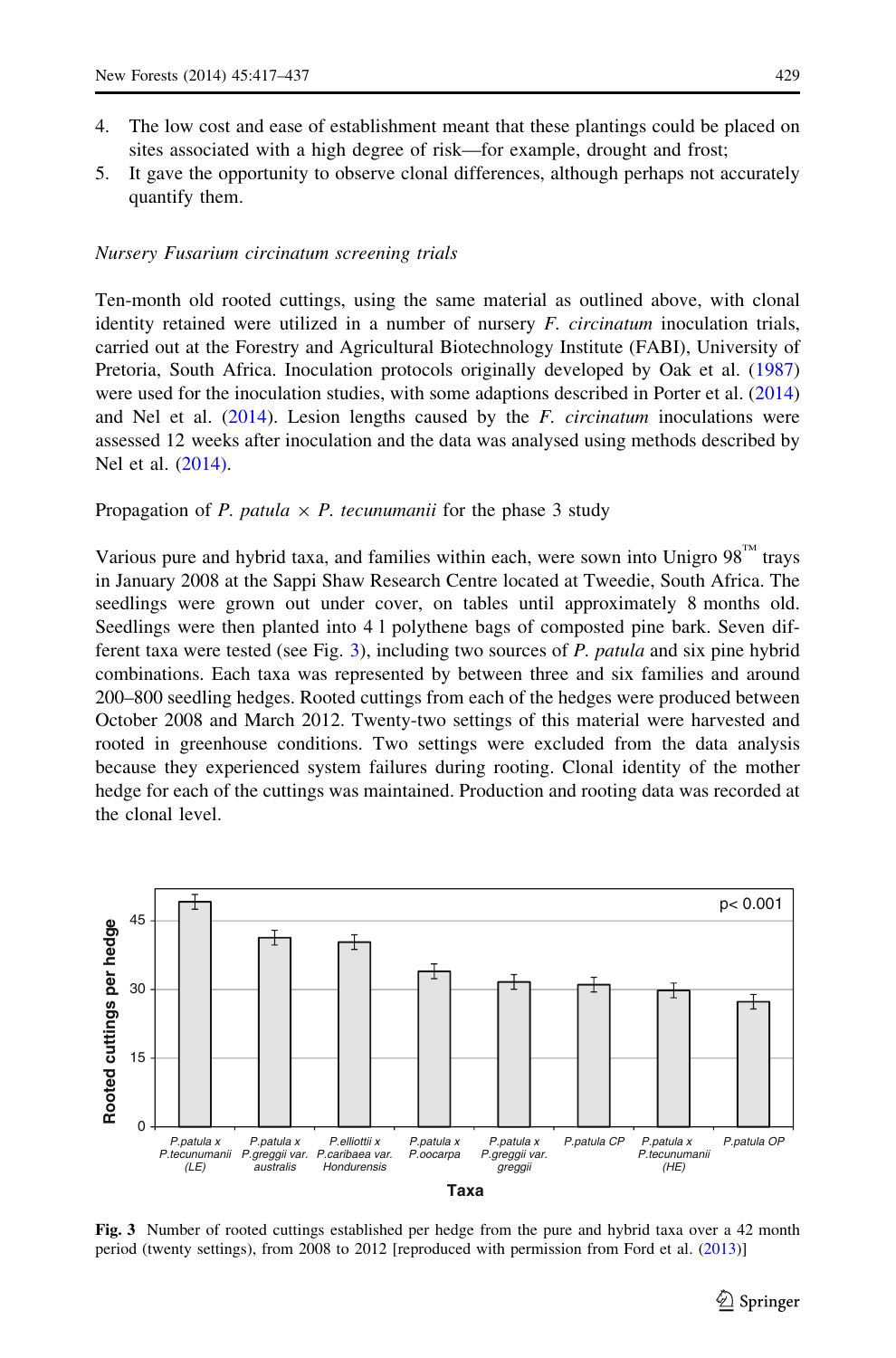4. The low cost and ease of establishment meant that these plantings could be placed on sites associated with a high degree of risk—for example, drought and frost;
5. It gave the opportunity to observe clonal differences, although perhaps not accurately quantify them.

*Nursery Fusarium circinatum screening trials*

Ten-month old rooted cuttings, using the same material as outlined above, with clonal identity retained were utilized in a number of nursery *F. circinatum* inoculation trials, carried out at the Forestry and Agricultural Biotechnology Institute (FABI), University of Pretoria, South Africa. Inoculation protocols originally developed by Oak et al. (1987) were used for the inoculation studies, with some adaptions described in Porter et al. (2014) and Nel et al. (2014). Lesion lengths caused by the *F. circinatum* inoculations were assessed 12 weeks after inoculation and the data was analysed using methods described by Nel et al. (2014).

Propagation of *P. patula* × *P. tecunumanii* for the phase 3 study

Various pure and hybrid taxa, and families within each, were sown into Unigro 98™ trays in January 2008 at the Sappi Shaw Research Centre located at Tweedie, South Africa. The seedlings were grown out under cover, on tables until approximately 8 months old. Seedlings were then planted into 4 l polythene bags of composted pine bark. Seven different taxa were tested (see Fig. 3), including two sources of *P. patula* and six pine hybrid combinations. Each taxa was represented by between three and six families and around 200–800 seedling hedges. Rooted cuttings from each of the hedges were produced between October 2008 and March 2012. Twenty-two settings of this material were harvested and rooted in greenhouse conditions. Two settings were excluded from the data analysis because they experienced system failures during rooting. Clonal identity of the mother hedge for each of the cuttings was maintained. Production and rooting data was recorded at the clonal level.

**Fig. 3** Number of rooted cuttings established per hedge from the pure and hybrid taxa over a 42 month period (twenty settings), from 2008 to 2012 [reproduced with permission from Ford et al. (2013)]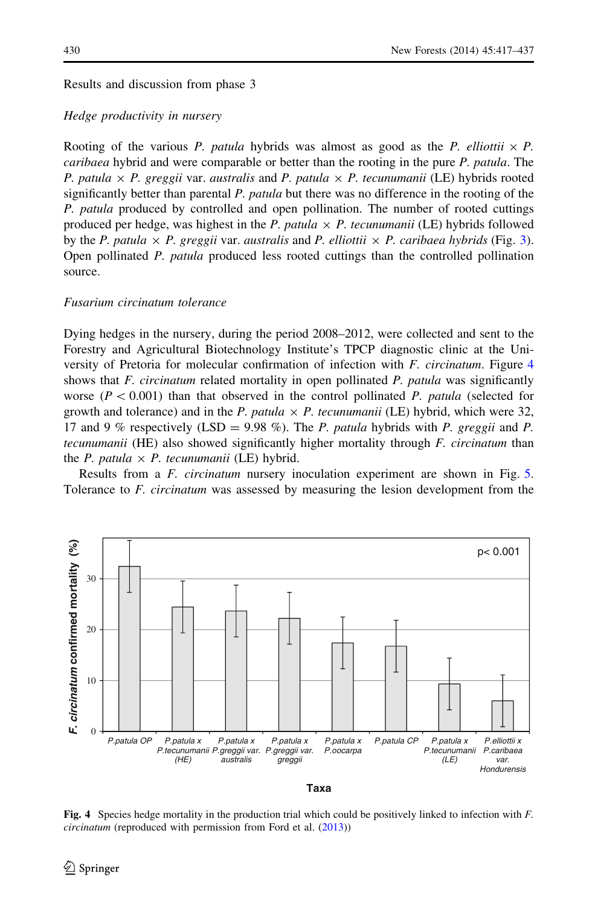Results and discussion from phase 3

*Hedge productivity in nursery*

Rooting of the various *P. patula* hybrids was almost as good as the *P. elliottii* × *P. caribaea* hybrid and were comparable or better than the rooting in the pure *P. patula*. The *P. patula* × *P. greggii* var. *australis* and *P. patula* × *P. tecunumanii* (LE) hybrids rooted significantly better than parental *P. patula* but there was no difference in the rooting of the *P. patula* produced by controlled and open pollination. The number of rooted cuttings produced per hedge, was highest in the *P. patula* × *P. tecunumanii* (LE) hybrids followed by the *P. patula* × *P. greggii* var. *australis* and *P. elliottii* × *P. caribaea hybrids* (Fig. 3). Open pollinated *P. patula* produced less rooted cuttings than the controlled pollination source.

*Fusarium circinatum tolerance*

Dying hedges in the nursery, during the period 2008–2012, were collected and sent to the Forestry and Agricultural Biotechnology Institute's TPCP diagnostic clinic at the University of Pretoria for molecular confirmation of infection with *F. circinatum*. Figure 4 shows that *F. circinatum* related mortality in open pollinated *P. patula* was significantly worse ($P < 0.001$) than that observed in the control pollinated *P. patula* (selected for growth and tolerance) and in the *P. patula* × *P. tecunumanii* (LE) hybrid, which were 32, 17 and 9 % respectively (LSD = 9.98 %). The *P. patula* hybrids with *P. greggii* and *P. tecunumanii* (HE) also showed significantly higher mortality through *F. circinatum* than the *P. patula* × *P. tecunumanii* (LE) hybrid.

Results from a *F. circinatum* nursery inoculation experiment are shown in Fig. 5. Tolerance to *F. circinatum* was assessed by measuring the lesion development from the

**Fig. 4** Species hedge mortality in the production trial which could be positively linked to infection with *F. circinatum* (reproduced with permission from Ford et al. (2013))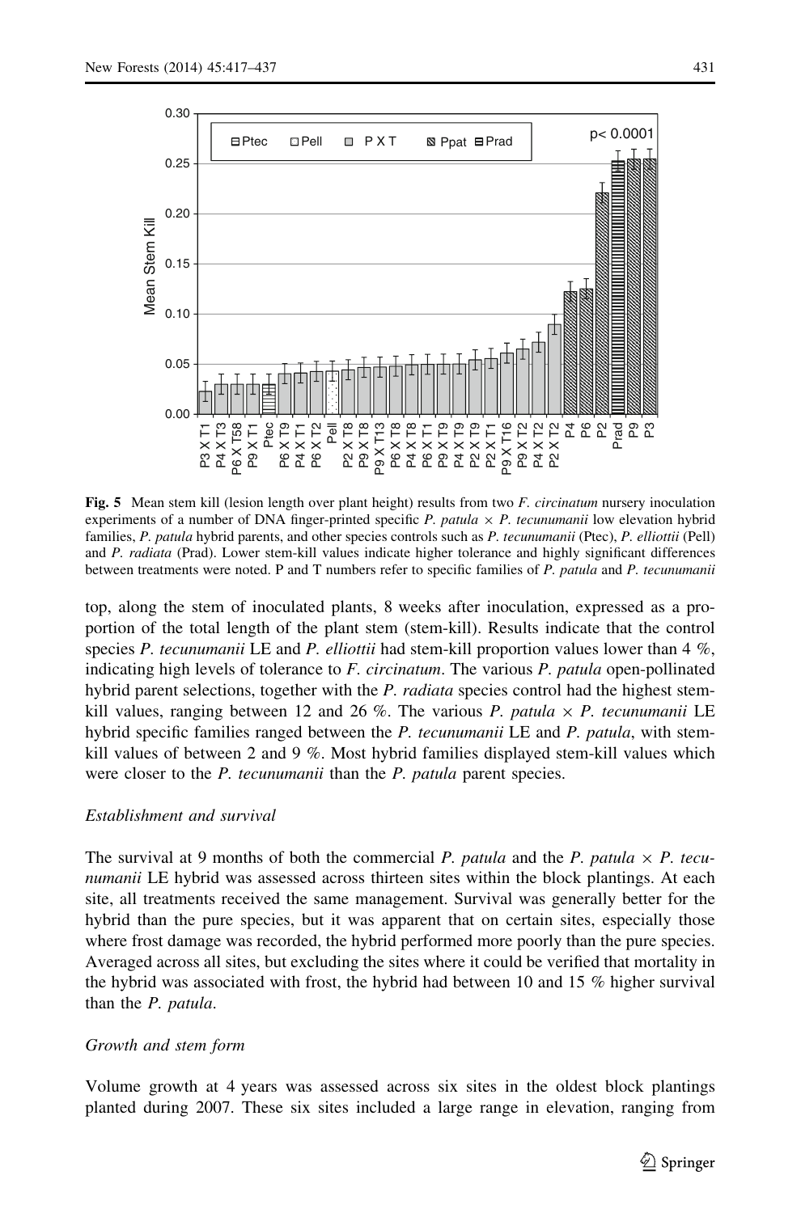**Fig. 5** Mean stem kill (lesion length over plant height) results from two *F. circinatum* nursery inoculation experiments of a number of DNA finger-printed specific *P. patula* × *P. tecunumanii* low elevation hybrid families, *P. patula* hybrid parents, and other species controls such as *P. tecunumanii* (Ptec), *P. elliottii* (Pell) and *P. radiata* (Prad). Lower stem-kill values indicate higher tolerance and highly significant differences between treatments were noted. P and T numbers refer to specific families of *P. patula* and *P. tecunumanii*

top, along the stem of inoculated plants, 8 weeks after inoculation, expressed as a proportion of the total length of the plant stem (stem-kill). Results indicate that the control species *P. tecunumanii* LE and *P. elliottii* had stem-kill proportion values lower than 4 %, indicating high levels of tolerance to *F. circinatum*. The various *P. patula* open-pollinated hybrid parent selections, together with the *P. radiata* species control had the highest stem-kill values, ranging between 12 and 26 %. The various *P. patula* × *P. tecunumanii* LE hybrid specific families ranged between the *P. tecunumanii* LE and *P. patula*, with stem-kill values of between 2 and 9 %. Most hybrid families displayed stem-kill values which were closer to the *P. tecunumanii* than the *P. patula* parent species.

### Establishment and survival

The survival at 9 months of both the commercial *P. patula* and the *P. patula* × *P. tecunumanii* LE hybrid was assessed across thirteen sites within the block plantings. At each site, all treatments received the same management. Survival was generally better for the hybrid than the pure species, but it was apparent that on certain sites, especially those where frost damage was recorded, the hybrid performed more poorly than the pure species. Averaged across all sites, but excluding the sites where it could be verified that mortality in the hybrid was associated with frost, the hybrid had between 10 and 15 % higher survival than the *P. patula*.

### Growth and stem form

Volume growth at 4 years was assessed across six sites in the oldest block plantings planted during 2007. These six sites included a large range in elevation, ranging from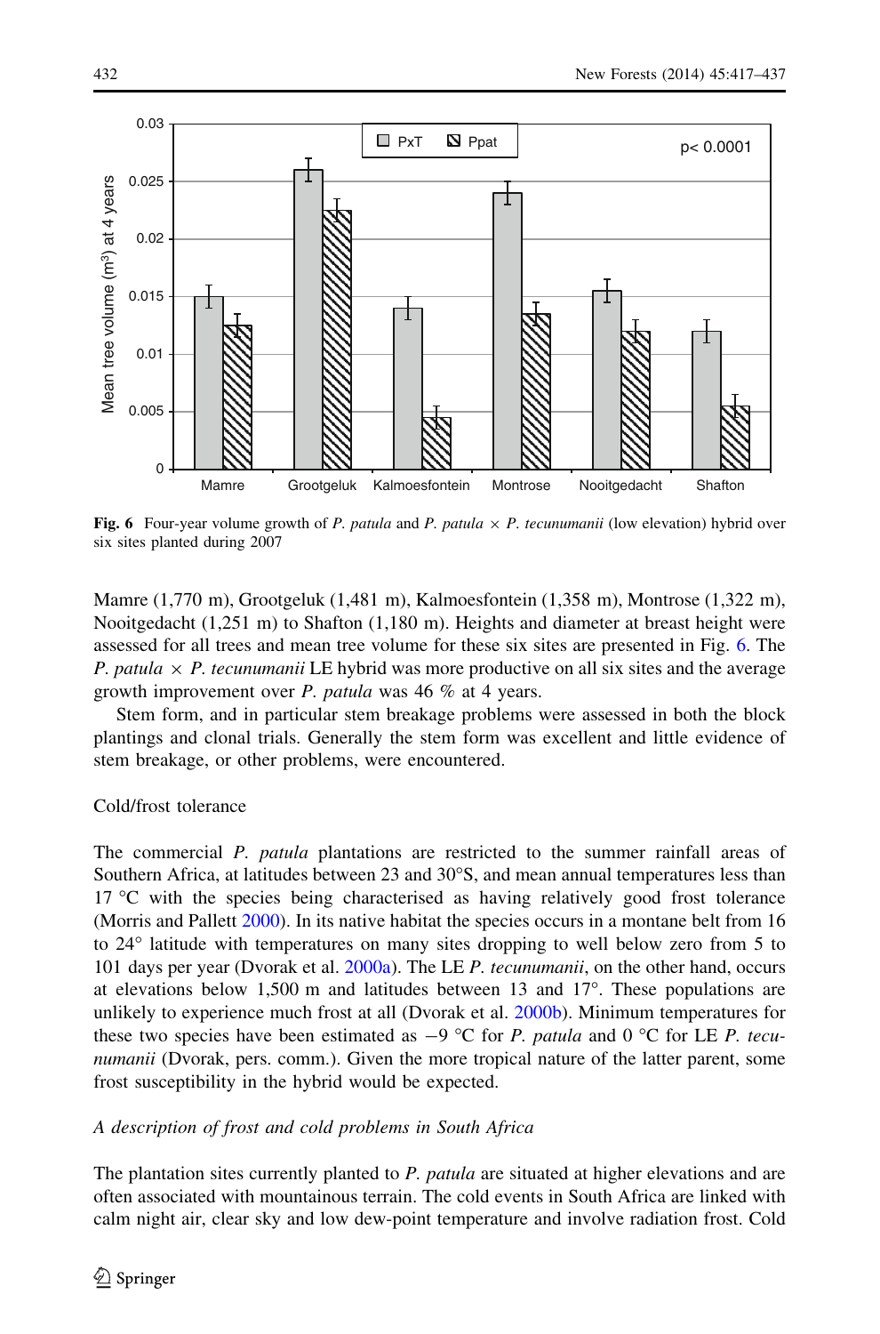Fig. 6 Four-year volume growth of *P. patula* and *P. patula* × *P. tecunumanii* (low elevation) hybrid over six sites planted during 2007

Mamre (1,770 m), Grootgeluk (1,481 m), Kalmoesfontein (1,358 m), Montrose (1,322 m), Nooitgedacht (1,251 m) to Shafton (1,180 m). Heights and diameter at breast height were assessed for all trees and mean tree volume for these six sites are presented in Fig. 6. The *P. patula* × *P. tecunumanii* LE hybrid was more productive on all six sites and the average growth improvement over *P. patula* was 46 % at 4 years.

Stem form, and in particular stem breakage problems were assessed in both the block plantings and clonal trials. Generally the stem form was excellent and little evidence of stem breakage, or other problems, were encountered.

## Cold/frost tolerance

The commercial *P. patula* plantations are restricted to the summer rainfall areas of Southern Africa, at latitudes between 23 and 30°S, and mean annual temperatures less than 17 °C with the species being characterised as having relatively good frost tolerance (Morris and Pallett 2000). In its native habitat the species occurs in a montane belt from 16 to 24° latitude with temperatures on many sites dropping to well below zero from 5 to 101 days per year (Dvorak et al. 2000a). The LE *P. tecunumanii*, on the other hand, occurs at elevations below 1,500 m and latitudes between 13 and 17°. These populations are unlikely to experience much frost at all (Dvorak et al. 2000b). Minimum temperatures for these two species have been estimated as −9 °C for *P. patula* and 0 °C for LE *P. tecunumanii* (Dvorak, pers. comm.). Given the more tropical nature of the latter parent, some frost susceptibility in the hybrid would be expected.

### *A description of frost and cold problems in South Africa*

The plantation sites currently planted to *P. patula* are situated at higher elevations and are often associated with mountainous terrain. The cold events in South Africa are linked with calm night air, clear sky and low dew-point temperature and involve radiation frost. Cold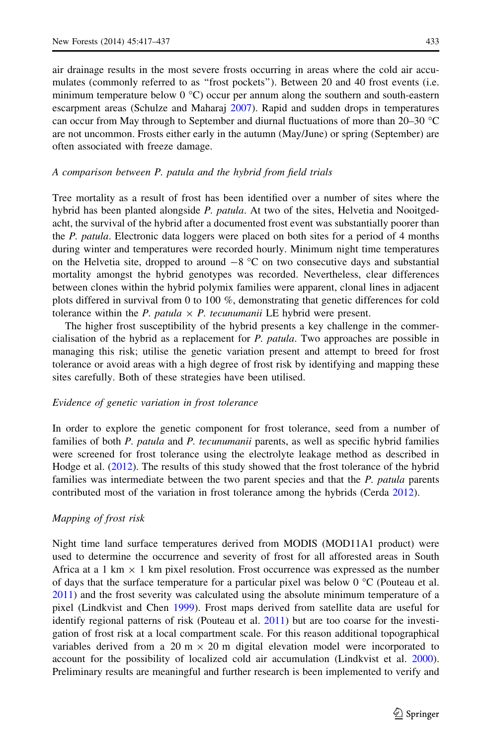air drainage results in the most severe frosts occurring in areas where the cold air accumulates (commonly referred to as "frost pockets"). Between 20 and 40 frost events (i.e. minimum temperature below 0 °C) occur per annum along the southern and south-eastern escarpment areas (Schulze and Maharaj 2007). Rapid and sudden drops in temperatures can occur from May through to September and diurnal fluctuations of more than 20–30 °C are not uncommon. Frosts either early in the autumn (May/June) or spring (September) are often associated with freeze damage.

*A comparison between P. patula and the hybrid from field trials*

Tree mortality as a result of frost has been identified over a number of sites where the hybrid has been planted alongside *P. patula*. At two of the sites, Helvetia and Nooitgedacht, the survival of the hybrid after a documented frost event was substantially poorer than the *P. patula*. Electronic data loggers were placed on both sites for a period of 4 months during winter and temperatures were recorded hourly. Minimum night time temperatures on the Helvetia site, dropped to around −8 °C on two consecutive days and substantial mortality amongst the hybrid genotypes was recorded. Nevertheless, clear differences between clones within the hybrid polymix families were apparent, clonal lines in adjacent plots differed in survival from 0 to 100 %, demonstrating that genetic differences for cold tolerance within the *P. patula* × *P. tecunumanii* LE hybrid were present.

The higher frost susceptibility of the hybrid presents a key challenge in the commercialisation of the hybrid as a replacement for *P. patula*. Two approaches are possible in managing this risk; utilise the genetic variation present and attempt to breed for frost tolerance or avoid areas with a high degree of frost risk by identifying and mapping these sites carefully. Both of these strategies have been utilised.

*Evidence of genetic variation in frost tolerance*

In order to explore the genetic component for frost tolerance, seed from a number of families of both *P. patula* and *P. tecunumanii* parents, as well as specific hybrid families were screened for frost tolerance using the electrolyte leakage method as described in Hodge et al. (2012). The results of this study showed that the frost tolerance of the hybrid families was intermediate between the two parent species and that the *P. patula* parents contributed most of the variation in frost tolerance among the hybrids (Cerda 2012).

*Mapping of frost risk*

Night time land surface temperatures derived from MODIS (MOD11A1 product) were used to determine the occurrence and severity of frost for all afforested areas in South Africa at a 1 km × 1 km pixel resolution. Frost occurrence was expressed as the number of days that the surface temperature for a particular pixel was below 0 °C (Pouteau et al. 2011) and the frost severity was calculated using the absolute minimum temperature of a pixel (Lindkvist and Chen 1999). Frost maps derived from satellite data are useful for identify regional patterns of risk (Pouteau et al. 2011) but are too coarse for the investigation of frost risk at a local compartment scale. For this reason additional topographical variables derived from a 20 m × 20 m digital elevation model were incorporated to account for the possibility of localized cold air accumulation (Lindkvist et al. 2000). Preliminary results are meaningful and further research is been implemented to verify and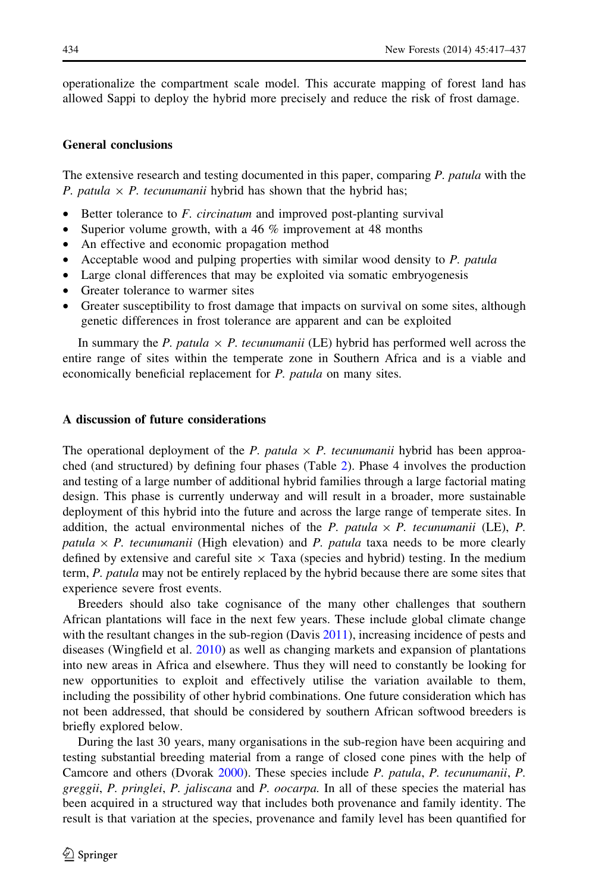operationalize the compartment scale model. This accurate mapping of forest land has allowed Sappi to deploy the hybrid more precisely and reduce the risk of frost damage.

## General conclusions

The extensive research and testing documented in this paper, comparing *P. patula* with the *P. patula* × *P. tecunumanii* hybrid has shown that the hybrid has;

- Better tolerance to *F. circinatum* and improved post-planting survival
- Superior volume growth, with a 46 % improvement at 48 months
- An effective and economic propagation method
- Acceptable wood and pulping properties with similar wood density to *P. patula*
- Large clonal differences that may be exploited via somatic embryogenesis
- Greater tolerance to warmer sites
- Greater susceptibility to frost damage that impacts on survival on some sites, although genetic differences in frost tolerance are apparent and can be exploited

In summary the *P. patula* × *P. tecunumanii* (LE) hybrid has performed well across the entire range of sites within the temperate zone in Southern Africa and is a viable and economically beneficial replacement for *P. patula* on many sites.

## A discussion of future considerations

The operational deployment of the *P. patula* × *P. tecunumanii* hybrid has been approached (and structured) by defining four phases (Table 2). Phase 4 involves the production and testing of a large number of additional hybrid families through a large factorial mating design. This phase is currently underway and will result in a broader, more sustainable deployment of this hybrid into the future and across the large range of temperate sites. In addition, the actual environmental niches of the *P. patula* × *P. tecunumanii* (LE), *P. patula* × *P. tecunumanii* (High elevation) and *P. patula* taxa needs to be more clearly defined by extensive and careful site × Taxa (species and hybrid) testing. In the medium term, *P. patula* may not be entirely replaced by the hybrid because there are some sites that experience severe frost events.

Breeders should also take cognisance of the many other challenges that southern African plantations will face in the next few years. These include global climate change with the resultant changes in the sub-region (Davis 2011), increasing incidence of pests and diseases (Wingfield et al. 2010) as well as changing markets and expansion of plantations into new areas in Africa and elsewhere. Thus they will need to constantly be looking for new opportunities to exploit and effectively utilise the variation available to them, including the possibility of other hybrid combinations. One future consideration which has not been addressed, that should be considered by southern African softwood breeders is briefly explored below.

During the last 30 years, many organisations in the sub-region have been acquiring and testing substantial breeding material from a range of closed cone pines with the help of Camcore and others (Dvorak 2000). These species include *P. patula*, *P. tecunumanii*, *P. greggii*, *P. pringlei*, *P. jaliscana* and *P. oocarpa*. In all of these species the material has been acquired in a structured way that includes both provenance and family identity. The result is that variation at the species, provenance and family level has been quantified for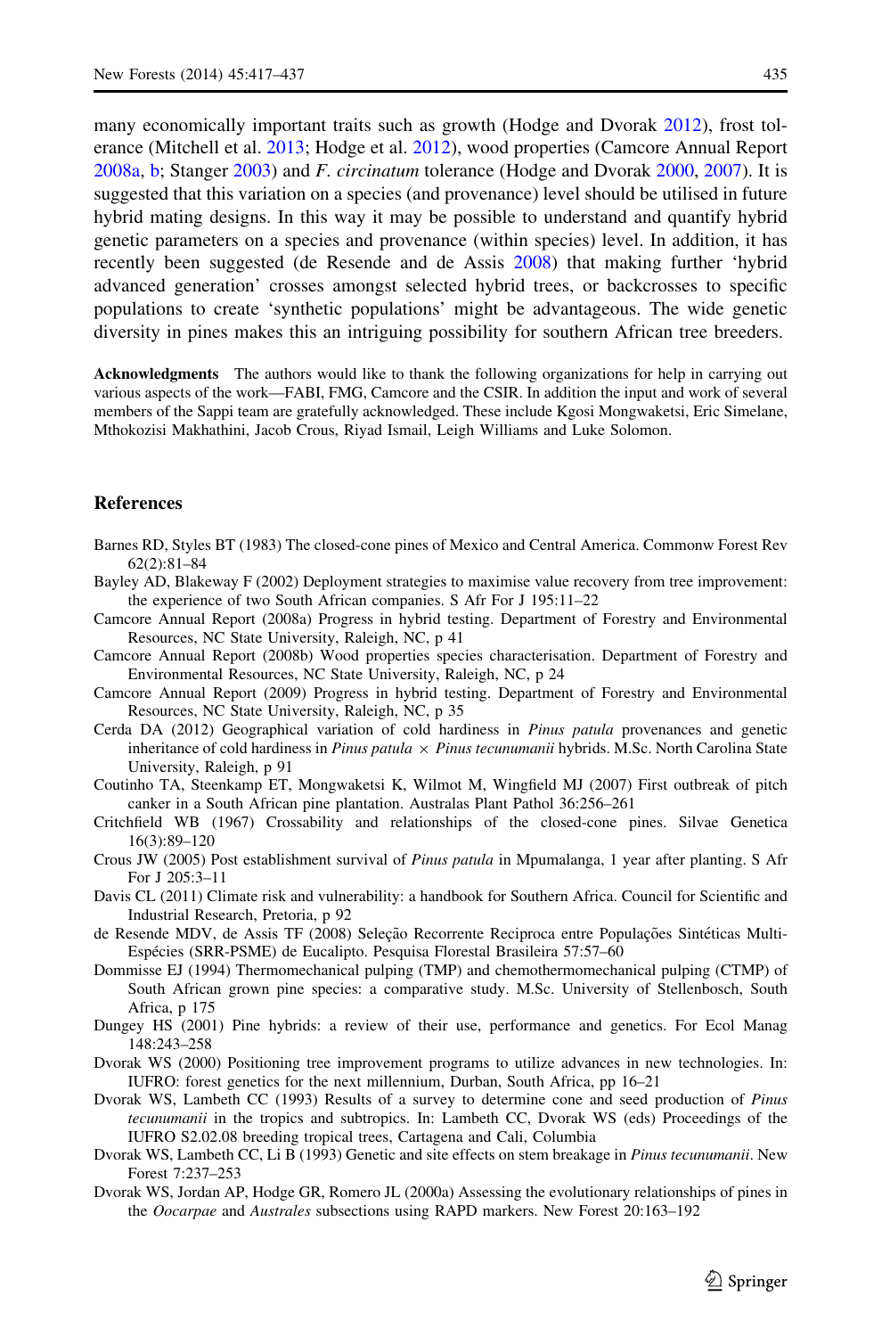many economically important traits such as growth (Hodge and Dvorak 2012), frost tolerance (Mitchell et al. 2013; Hodge et al. 2012), wood properties (Camcore Annual Report 2008a, b; Stanger 2003) and *F. circinatum* tolerance (Hodge and Dvorak 2000, 2007). It is suggested that this variation on a species (and provenance) level should be utilised in future hybrid mating designs. In this way it may be possible to understand and quantify hybrid genetic parameters on a species and provenance (within species) level. In addition, it has recently been suggested (de Resende and de Assis 2008) that making further 'hybrid advanced generation' crosses amongst selected hybrid trees, or backcrosses to specific populations to create 'synthetic populations' might be advantageous. The wide genetic diversity in pines makes this an intriguing possibility for southern African tree breeders.

**Acknowledgments** The authors would like to thank the following organizations for help in carrying out various aspects of the work—FABI, FMG, Camcore and the CSIR. In addition the input and work of several members of the Sappi team are gratefully acknowledged. These include Kgosi Mongwaketsi, Eric Simelane, Mthokozisi Makhathini, Jacob Crous, Riyad Ismail, Leigh Williams and Luke Solomon.

## References

Barnes RD, Styles BT (1983) The closed-cone pines of Mexico and Central America. Commonw Forest Rev 62(2):81–84

Bayley AD, Blakeway F (2002) Deployment strategies to maximise value recovery from tree improvement: the experience of two South African companies. S Afr For J 195:11–22

Camcore Annual Report (2008a) Progress in hybrid testing. Department of Forestry and Environmental Resources, NC State University, Raleigh, NC, p 41

Camcore Annual Report (2008b) Wood properties species characterisation. Department of Forestry and Environmental Resources, NC State University, Raleigh, NC, p 24

Camcore Annual Report (2009) Progress in hybrid testing. Department of Forestry and Environmental Resources, NC State University, Raleigh, NC, p 35

Cerda DA (2012) Geographical variation of cold hardiness in *Pinus patula* provenances and genetic inheritance of cold hardiness in *Pinus patula* × *Pinus tecunumanii* hybrids. M.Sc. North Carolina State University, Raleigh, p 91

Coutinho TA, Steenkamp ET, Mongwaketsi K, Wilmot M, Wingfield MJ (2007) First outbreak of pitch canker in a South African pine plantation. Australas Plant Pathol 36:256–261

Critchfield WB (1967) Crossability and relationships of the closed-cone pines. Silvae Genetica 16(3):89–120

Crous JW (2005) Post establishment survival of *Pinus patula* in Mpumalanga, 1 year after planting. S Afr For J 205:3–11

Davis CL (2011) Climate risk and vulnerability: a handbook for Southern Africa. Council for Scientific and Industrial Research, Pretoria, p 92

de Resende MDV, de Assis TF (2008) Seleção Recorrente Reciproca entre Populações Sintéticas Multi-Espécies (SRR-PSME) de Eucalipto. Pesquisa Florestal Brasileira 57:57–60

Dommisse EJ (1994) Thermomechanical pulping (TMP) and chemothermomechanical pulping (CTMP) of South African grown pine species: a comparative study. M.Sc. University of Stellenbosch, South Africa, p 175

Dungey HS (2001) Pine hybrids: a review of their use, performance and genetics. For Ecol Manag 148:243–258

Dvorak WS (2000) Positioning tree improvement programs to utilize advances in new technologies. In: IUFRO: forest genetics for the next millennium, Durban, South Africa, pp 16–21

Dvorak WS, Lambeth CC (1993) Results of a survey to determine cone and seed production of *Pinus tecunumanii* in the tropics and subtropics. In: Lambeth CC, Dvorak WS (eds) Proceedings of the IUFRO S2.02.08 breeding tropical trees, Cartagena and Cali, Columbia

Dvorak WS, Lambeth CC, Li B (1993) Genetic and site effects on stem breakage in *Pinus tecunumanii*. New Forest 7:237–253

Dvorak WS, Jordan AP, Hodge GR, Romero JL (2000a) Assessing the evolutionary relationships of pines in the *Oocarpae* and *Australes* subsections using RAPD markers. New Forest 20:163–192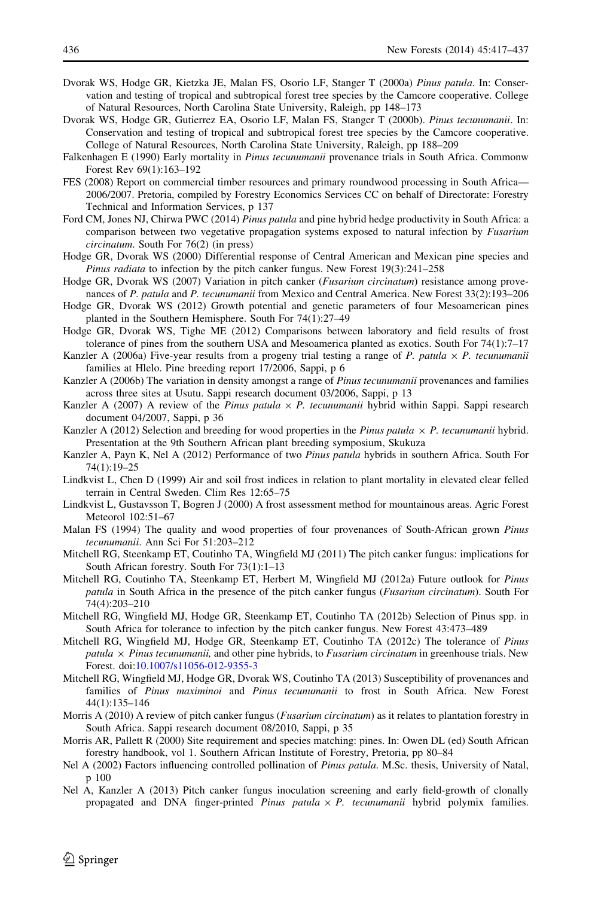Dvorak WS, Hodge GR, Kietzka JE, Malan FS, Osorio LF, Stanger T (2000a) *Pinus patula*. In: Conservation and testing of tropical and subtropical forest tree species by the Camcore cooperative. College of Natural Resources, North Carolina State University, Raleigh, pp 148–173

Dvorak WS, Hodge GR, Gutierrez EA, Osorio LF, Malan FS, Stanger T (2000b). *Pinus tecunumanii*. In: Conservation and testing of tropical and subtropical forest tree species by the Camcore cooperative. College of Natural Resources, North Carolina State University, Raleigh, pp 188–209

Falkenhagen E (1990) Early mortality in *Pinus tecunumanii* provenance trials in South Africa. Commonw Forest Rev 69(1):163–192

FES (2008) Report on commercial timber resources and primary roundwood processing in South Africa—2006/2007. Pretoria, compiled by Forestry Economics Services CC on behalf of Directorate: Forestry Technical and Information Services, p 137

Ford CM, Jones NJ, Chirwa PWC (2014) *Pinus patula* and pine hybrid hedge productivity in South Africa: a comparison between two vegetative propagation systems exposed to natural infection by *Fusarium circinatum*. South For 76(2) (in press)

Hodge GR, Dvorak WS (2000) Differential response of Central American and Mexican pine species and *Pinus radiata* to infection by the pitch canker fungus. New Forest 19(3):241–258

Hodge GR, Dvorak WS (2007) Variation in pitch canker (*Fusarium circinatum*) resistance among provenances of *P. patula* and *P. tecunumanii* from Mexico and Central America. New Forest 33(2):193–206

Hodge GR, Dvorak WS (2012) Growth potential and genetic parameters of four Mesoamerican pines planted in the Southern Hemisphere. South For 74(1):27–49

Hodge GR, Dvorak WS, Tighe ME (2012) Comparisons between laboratory and field results of frost tolerance of pines from the southern USA and Mesoamerica planted as exotics. South For 74(1):7–17

Kanzler A (2006a) Five-year results from a progeny trial testing a range of *P. patula* × *P. tecunumanii* families at Hlelo. Pine breeding report 17/2006, Sappi, p 6

Kanzler A (2006b) The variation in density amongst a range of *Pinus tecunumanii* provenances and families across three sites at Usutu. Sappi research document 03/2006, Sappi, p 13

Kanzler A (2007) A review of the *Pinus patula* × *P. tecunumanii* hybrid within Sappi. Sappi research document 04/2007, Sappi, p 36

Kanzler A (2012) Selection and breeding for wood properties in the *Pinus patula* × *P. tecunumanii* hybrid. Presentation at the 9th Southern African plant breeding symposium, Skukuza

Kanzler A, Payn K, Nel A (2012) Performance of two *Pinus patula* hybrids in southern Africa. South For 74(1):19–25

Lindkvist L, Chen D (1999) Air and soil frost indices in relation to plant mortality in elevated clear felled terrain in Central Sweden. Clim Res 12:65–75

Lindkvist L, Gustavsson T, Bogren J (2000) A frost assessment method for mountainous areas. Agric Forest Meteorol 102:51–67

Malan FS (1994) The quality and wood properties of four provenances of South-African grown *Pinus tecunumanii*. Ann Sci For 51:203–212

Mitchell RG, Steenkamp ET, Coutinho TA, Wingfield MJ (2011) The pitch canker fungus: implications for South African forestry. South For 73(1):1–13

Mitchell RG, Coutinho TA, Steenkamp ET, Herbert M, Wingfield MJ (2012a) Future outlook for *Pinus patula* in South Africa in the presence of the pitch canker fungus (*Fusarium circinatum*). South For 74(4):203–210

Mitchell RG, Wingfield MJ, Hodge GR, Steenkamp ET, Coutinho TA (2012b) Selection of Pinus spp. in South Africa for tolerance to infection by the pitch canker fungus. New Forest 43:473–489

Mitchell RG, Wingfield MJ, Hodge GR, Steenkamp ET, Coutinho TA (2012c) The tolerance of *Pinus patula* × *Pinus tecunumanii,* and other pine hybrids, to *Fusarium circinatum* in greenhouse trials. New Forest. doi:10.1007/s11056-012-9355-3

Mitchell RG, Wingfield MJ, Hodge GR, Dvorak WS, Coutinho TA (2013) Susceptibility of provenances and families of *Pinus maximinoi* and *Pinus tecunumanii* to frost in South Africa. New Forest 44(1):135–146

Morris A (2010) A review of pitch canker fungus (*Fusarium circinatum*) as it relates to plantation forestry in South Africa. Sappi research document 08/2010, Sappi, p 35

Morris AR, Pallett R (2000) Site requirement and species matching: pines. In: Owen DL (ed) South African forestry handbook, vol 1. Southern African Institute of Forestry, Pretoria, pp 80–84

Nel A (2002) Factors influencing controlled pollination of *Pinus patula*. M.Sc. thesis, University of Natal, p 100

Nel A, Kanzler A (2013) Pitch canker fungus inoculation screening and early field-growth of clonally propagated and DNA finger-printed *Pinus patula* × *P. tecunumanii* hybrid polymix families.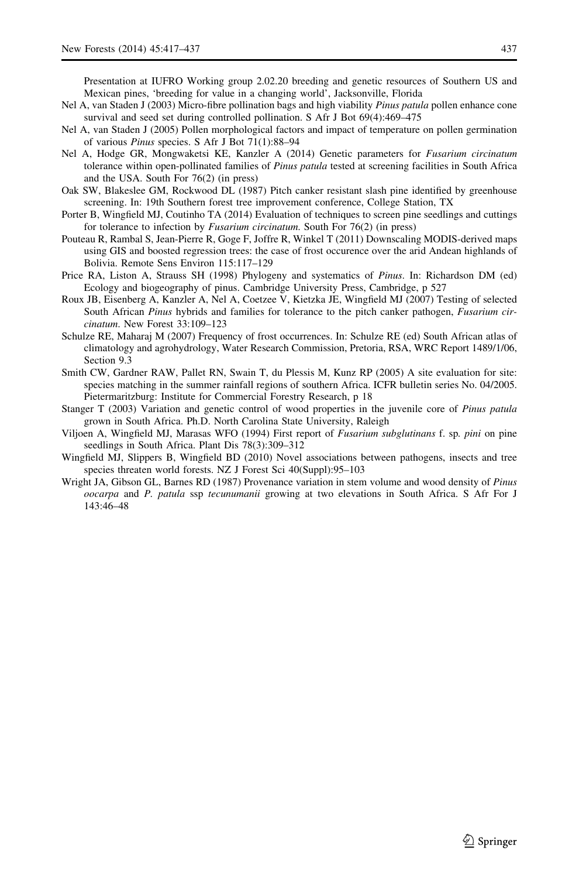Presentation at IUFRO Working group 2.02.20 breeding and genetic resources of Southern US and Mexican pines, 'breeding for value in a changing world', Jacksonville, Florida

Nel A, van Staden J (2003) Micro-fibre pollination bags and high viability *Pinus patula* pollen enhance cone survival and seed set during controlled pollination. S Afr J Bot 69(4):469–475

Nel A, van Staden J (2005) Pollen morphological factors and impact of temperature on pollen germination of various *Pinus* species. S Afr J Bot 71(1):88–94

Nel A, Hodge GR, Mongwaketsi KE, Kanzler A (2014) Genetic parameters for *Fusarium circinatum* tolerance within open-pollinated families of *Pinus patula* tested at screening facilities in South Africa and the USA. South For 76(2) (in press)

Oak SW, Blakeslee GM, Rockwood DL (1987) Pitch canker resistant slash pine identified by greenhouse screening. In: 19th Southern forest tree improvement conference, College Station, TX

Porter B, Wingfield MJ, Coutinho TA (2014) Evaluation of techniques to screen pine seedlings and cuttings for tolerance to infection by *Fusarium circinatum*. South For 76(2) (in press)

Pouteau R, Rambal S, Jean-Pierre R, Goge F, Joffre R, Winkel T (2011) Downscaling MODIS-derived maps using GIS and boosted regression trees: the case of frost occurence over the arid Andean highlands of Bolivia. Remote Sens Environ 115:117–129

Price RA, Liston A, Strauss SH (1998) Phylogeny and systematics of *Pinus*. In: Richardson DM (ed) Ecology and biogeography of pinus. Cambridge University Press, Cambridge, p 527

Roux JB, Eisenberg A, Kanzler A, Nel A, Coetzee V, Kietzka JE, Wingfield MJ (2007) Testing of selected South African *Pinus* hybrids and families for tolerance to the pitch canker pathogen, *Fusarium circinatum*. New Forest 33:109–123

Schulze RE, Maharaj M (2007) Frequency of frost occurrences. In: Schulze RE (ed) South African atlas of climatology and agrohydrology, Water Research Commission, Pretoria, RSA, WRC Report 1489/1/06, Section 9.3

Smith CW, Gardner RAW, Pallet RN, Swain T, du Plessis M, Kunz RP (2005) A site evaluation for site: species matching in the summer rainfall regions of southern Africa. ICFR bulletin series No. 04/2005. Pietermaritzburg: Institute for Commercial Forestry Research, p 18

Stanger T (2003) Variation and genetic control of wood properties in the juvenile core of *Pinus patula* grown in South Africa. Ph.D. North Carolina State University, Raleigh

Viljoen A, Wingfield MJ, Marasas WFO (1994) First report of *Fusarium subglutinans* f. sp. *pini* on pine seedlings in South Africa. Plant Dis 78(3):309–312

Wingfield MJ, Slippers B, Wingfield BD (2010) Novel associations between pathogens, insects and tree species threaten world forests. NZ J Forest Sci 40(Suppl):95–103

Wright JA, Gibson GL, Barnes RD (1987) Provenance variation in stem volume and wood density of *Pinus oocarpa* and *P. patula* ssp *tecunumanii* growing at two elevations in South Africa. S Afr For J 143:46–48